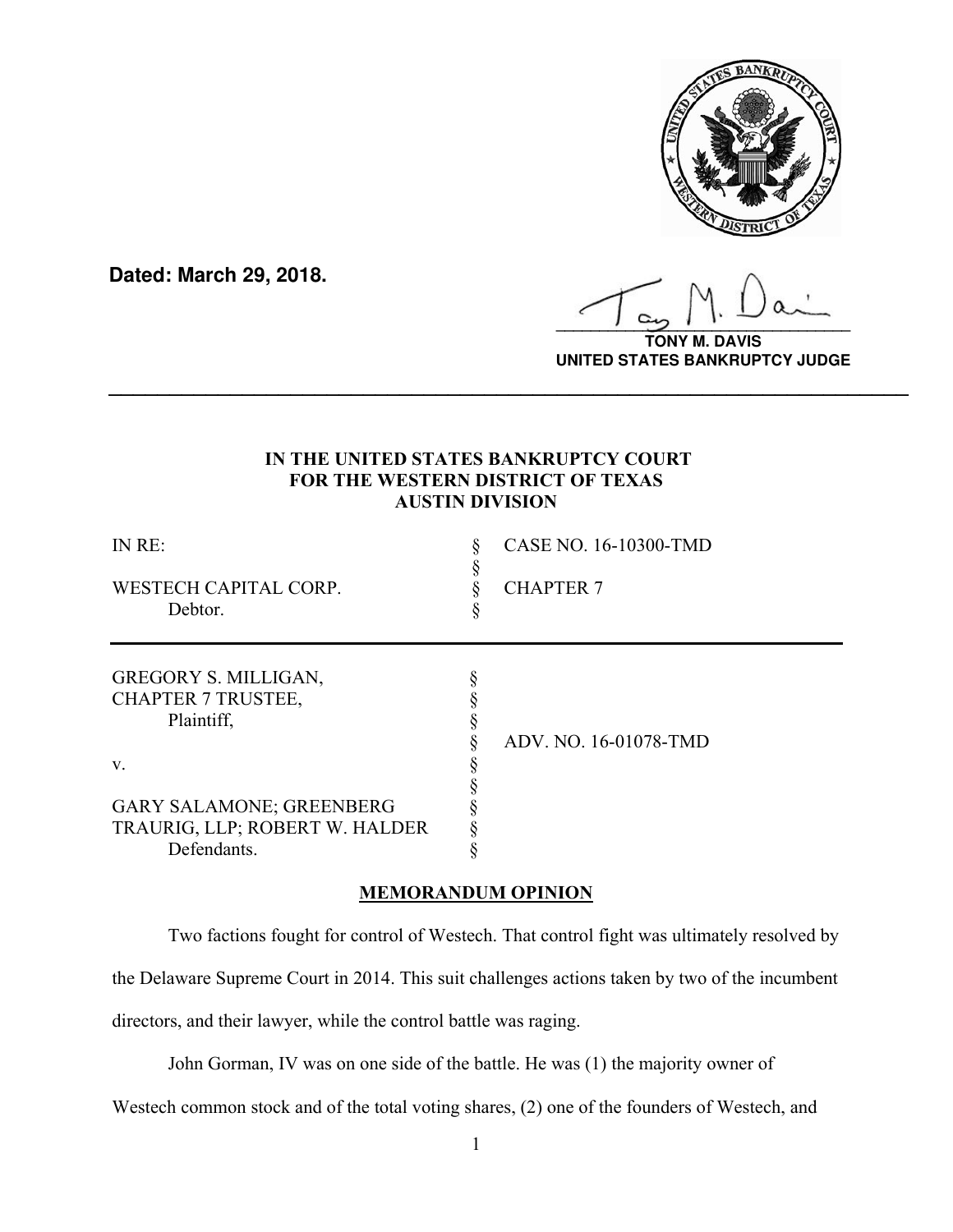**Dated: March 29, 2018.**

**TONY M. DAVIS**
**UNITED STATES BANKRUPTCY JUDGE**

---

**IN THE UNITED STATES BANKRUPTCY COURT**
**FOR THE WESTERN DISTRICT OF TEXAS**
**AUSTIN DIVISION**

| | | |
|---|---|---|
| IN RE: | § | CASE NO. 16-10300-TMD |
| | § | |
| WESTECH CAPITAL CORP. | § | CHAPTER 7 |
| Debtor. | § | |

| | | |
|---|---|---|
| GREGORY S. MILLIGAN, | § | |
| CHAPTER 7 TRUSTEE, | § | |
| Plaintiff, | § | |
| | § | ADV. NO. 16-01078-TMD |
| v. | § | |
| | § | |
| GARY SALAMONE; GREENBERG | § | |
| TRAURIG, LLP; ROBERT W. HALDER | § | |
| Defendants. | § | |

## MEMORANDUM OPINION

Two factions fought for control of Westech. That control fight was ultimately resolved by the Delaware Supreme Court in 2014. This suit challenges actions taken by two of the incumbent directors, and their lawyer, while the control battle was raging.

John Gorman, IV was on one side of the battle. He was (1) the majority owner of Westech common stock and of the total voting shares, (2) one of the founders of Westech, and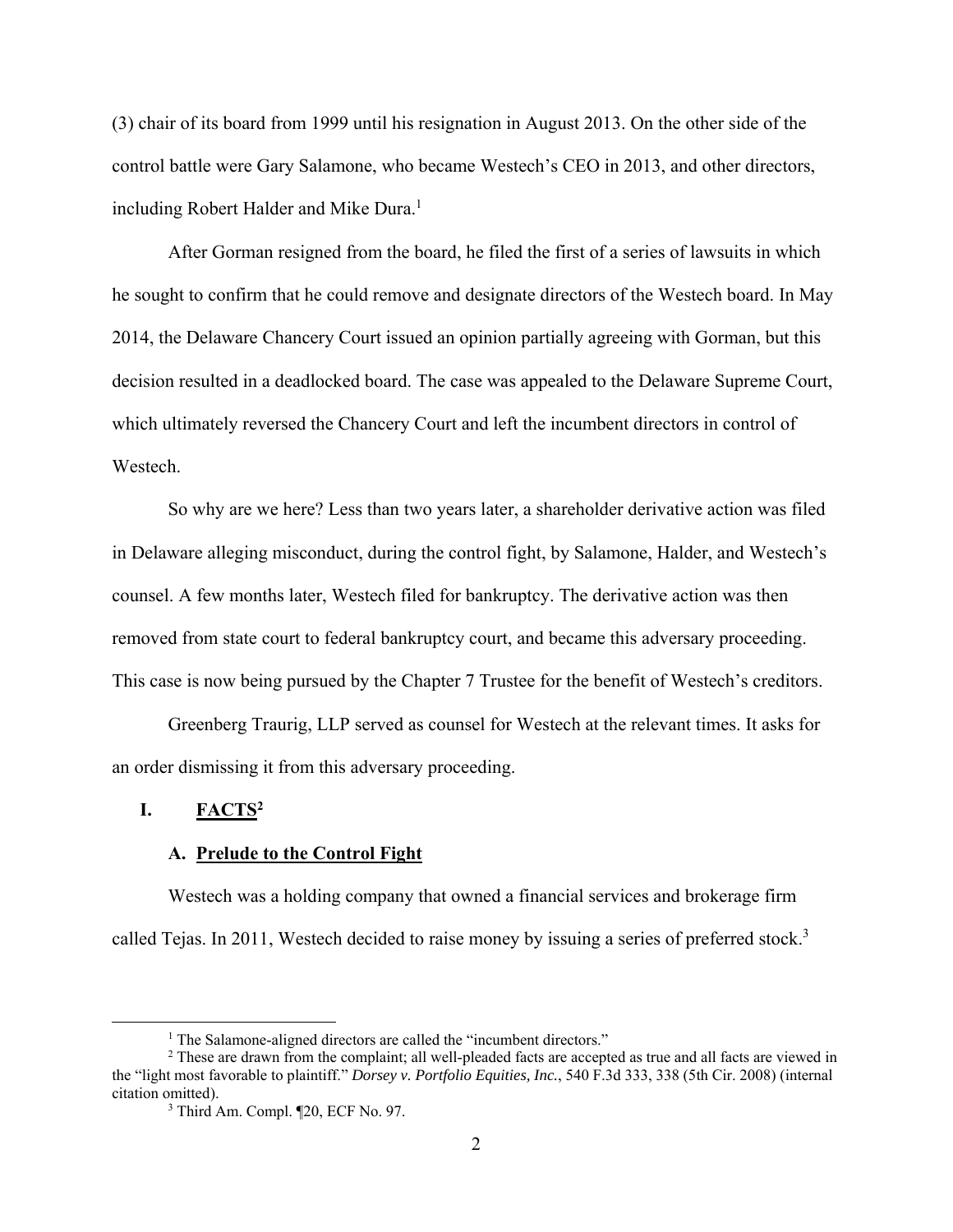(3) chair of its board from 1999 until his resignation in August 2013. On the other side of the control battle were Gary Salamone, who became Westech's CEO in 2013, and other directors, including Robert Halder and Mike Dura.[1]

After Gorman resigned from the board, he filed the first of a series of lawsuits in which he sought to confirm that he could remove and designate directors of the Westech board. In May 2014, the Delaware Chancery Court issued an opinion partially agreeing with Gorman, but this decision resulted in a deadlocked board. The case was appealed to the Delaware Supreme Court, which ultimately reversed the Chancery Court and left the incumbent directors in control of Westech.

So why are we here? Less than two years later, a shareholder derivative action was filed in Delaware alleging misconduct, during the control fight, by Salamone, Halder, and Westech's counsel. A few months later, Westech filed for bankruptcy. The derivative action was then removed from state court to federal bankruptcy court, and became this adversary proceeding. This case is now being pursued by the Chapter 7 Trustee for the benefit of Westech's creditors.

Greenberg Traurig, LLP served as counsel for Westech at the relevant times. It asks for an order dismissing it from this adversary proceeding.

## I. FACTS[2]

### A. Prelude to the Control Fight

Westech was a holding company that owned a financial services and brokerage firm called Tejas. In 2011, Westech decided to raise money by issuing a series of preferred stock.[3]

---

[1] The Salamone-aligned directors are called the "incumbent directors."

[2] These are drawn from the complaint; all well-pleaded facts are accepted as true and all facts are viewed in the "light most favorable to plaintiff." *Dorsey v. Portfolio Equities, Inc.*, 540 F.3d 333, 338 (5th Cir. 2008) (internal citation omitted).

[3] Third Am. Compl. ¶20, ECF No. 97.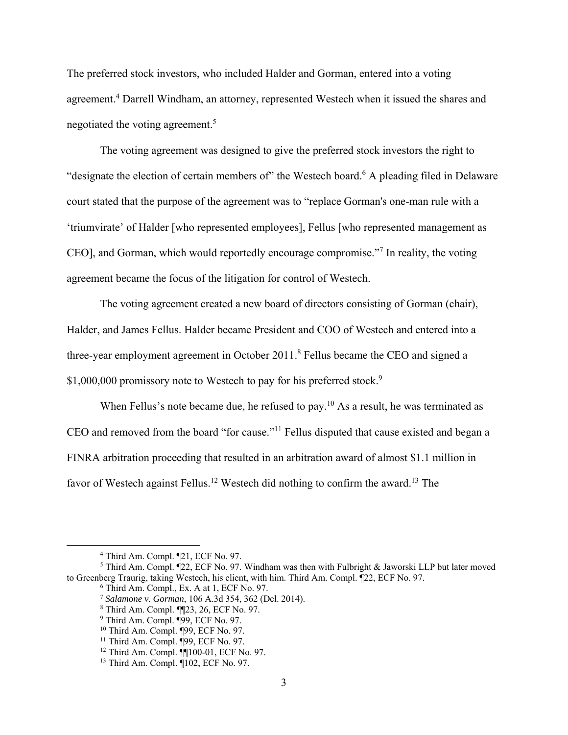The preferred stock investors, who included Halder and Gorman, entered into a voting agreement.[4] Darrell Windham, an attorney, represented Westech when it issued the shares and negotiated the voting agreement.[5]

The voting agreement was designed to give the preferred stock investors the right to "designate the election of certain members of" the Westech board.[6] A pleading filed in Delaware court stated that the purpose of the agreement was to "replace Gorman's one-man rule with a 'triumvirate' of Halder [who represented employees], Fellus [who represented management as CEO], and Gorman, which would reportedly encourage compromise."[7] In reality, the voting agreement became the focus of the litigation for control of Westech.

The voting agreement created a new board of directors consisting of Gorman (chair), Halder, and James Fellus. Halder became President and COO of Westech and entered into a three-year employment agreement in October 2011.[8] Fellus became the CEO and signed a $1,000,000 promissory note to Westech to pay for his preferred stock.[9]

When Fellus's note became due, he refused to pay.[10] As a result, he was terminated as CEO and removed from the board "for cause."[11] Fellus disputed that cause existed and began a FINRA arbitration proceeding that resulted in an arbitration award of almost $1.1 million in favor of Westech against Fellus.[12] Westech did nothing to confirm the award.[13] The

---

[4] Third Am. Compl. ¶21, ECF No. 97.

[5] Third Am. Compl. ¶22, ECF No. 97. Windham was then with Fulbright & Jaworski LLP but later moved to Greenberg Traurig, taking Westech, his client, with him. Third Am. Compl. ¶22, ECF No. 97.

[6] Third Am. Compl., Ex. A at 1, ECF No. 97.

[7] *Salamone v. Gorman*, 106 A.3d 354, 362 (Del. 2014).

[8] Third Am. Compl. ¶¶23, 26, ECF No. 97.

[9] Third Am. Compl. ¶99, ECF No. 97.

[10] Third Am. Compl. ¶99, ECF No. 97.

[11] Third Am. Compl. ¶99, ECF No. 97.

[12] Third Am. Compl. ¶¶100-01, ECF No. 97.

[13] Third Am. Compl. ¶102, ECF No. 97.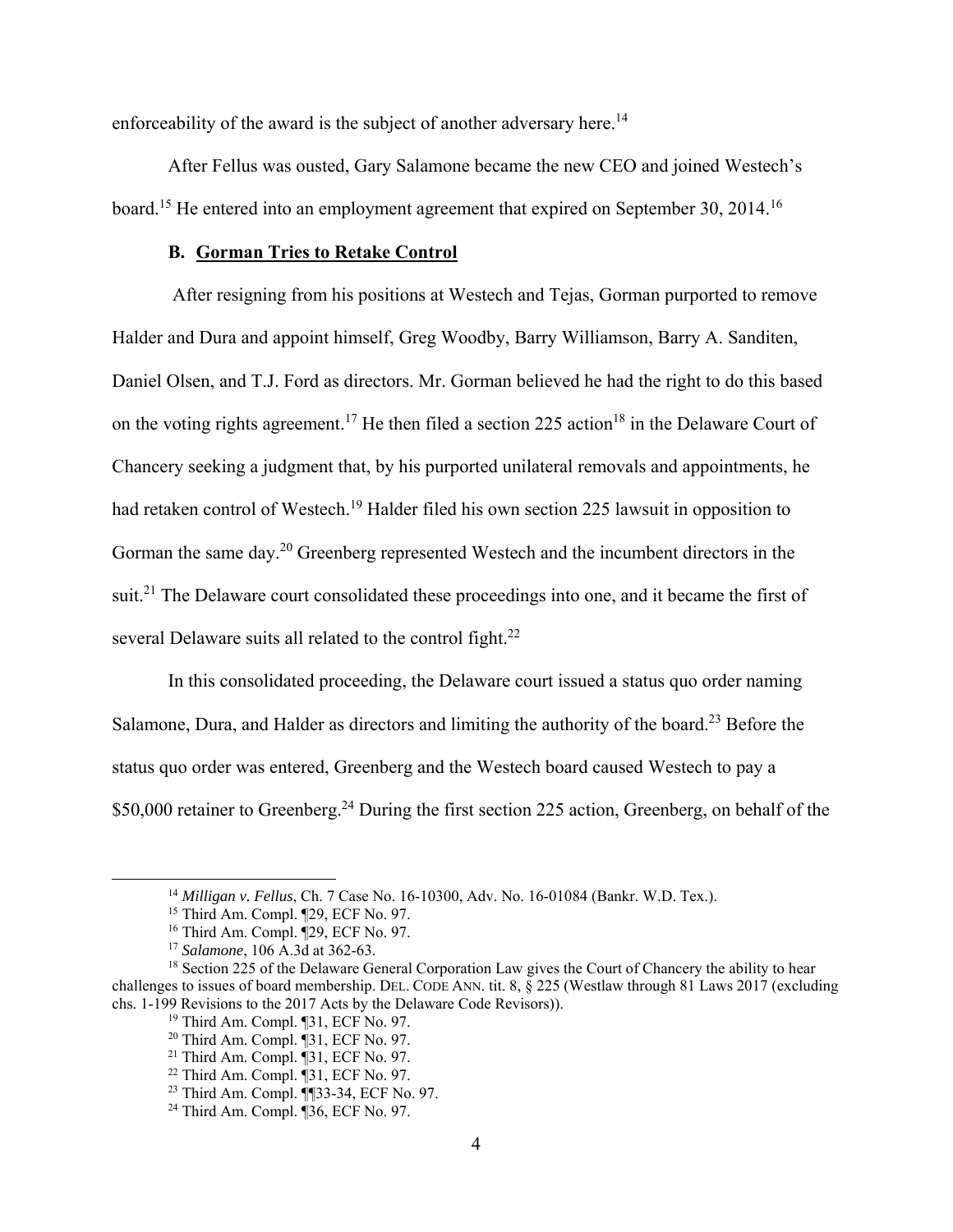enforceability of the award is the subject of another adversary here.[14]

After Fellus was ousted, Gary Salamone became the new CEO and joined Westech's board.[15] He entered into an employment agreement that expired on September 30, 2014.[16]

### B. Gorman Tries to Retake Control

After resigning from his positions at Westech and Tejas, Gorman purported to remove Halder and Dura and appoint himself, Greg Woodby, Barry Williamson, Barry A. Sanditen, Daniel Olsen, and T.J. Ford as directors. Mr. Gorman believed he had the right to do this based on the voting rights agreement.[17] He then filed a section 225 action[18] in the Delaware Court of Chancery seeking a judgment that, by his purported unilateral removals and appointments, he had retaken control of Westech.[19] Halder filed his own section 225 lawsuit in opposition to Gorman the same day.[20] Greenberg represented Westech and the incumbent directors in the suit.[21] The Delaware court consolidated these proceedings into one, and it became the first of several Delaware suits all related to the control fight.[22]

In this consolidated proceeding, the Delaware court issued a status quo order naming Salamone, Dura, and Halder as directors and limiting the authority of the board.[23] Before the status quo order was entered, Greenberg and the Westech board caused Westech to pay a \$50,000 retainer to Greenberg.[24] During the first section 225 action, Greenberg, on behalf of the

---

[14] *Milligan v. Fellus*, Ch. 7 Case No. 16-10300, Adv. No. 16-01084 (Bankr. W.D. Tex.).

[15] Third Am. Compl. ¶29, ECF No. 97.

[16] Third Am. Compl. ¶29, ECF No. 97.

[17] *Salamone*, 106 A.3d at 362-63.

[18] Section 225 of the Delaware General Corporation Law gives the Court of Chancery the ability to hear challenges to issues of board membership. DEL. CODE ANN. tit. 8, § 225 (Westlaw through 81 Laws 2017 (excluding chs. 1-199 Revisions to the 2017 Acts by the Delaware Code Revisors)).

[19] Third Am. Compl. ¶31, ECF No. 97.

[20] Third Am. Compl. ¶31, ECF No. 97.

[21] Third Am. Compl. ¶31, ECF No. 97.

[22] Third Am. Compl. ¶31, ECF No. 97.

[23] Third Am. Compl. ¶¶33-34, ECF No. 97.

[24] Third Am. Compl. ¶36, ECF No. 97.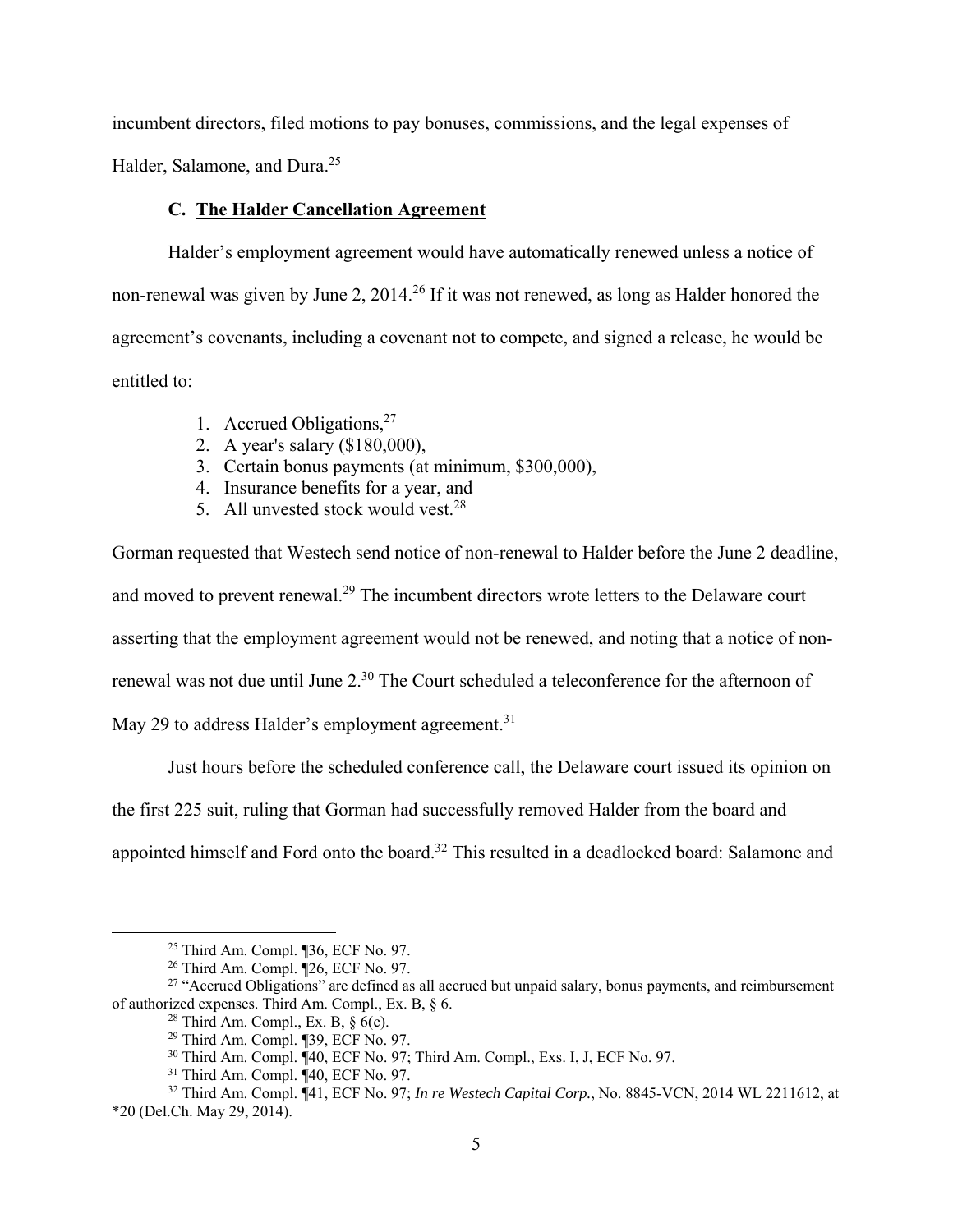incumbent directors, filed motions to pay bonuses, commissions, and the legal expenses of Halder, Salamone, and Dura.[25]

### C. The Halder Cancellation Agreement

Halder's employment agreement would have automatically renewed unless a notice of non-renewal was given by June 2, 2014.[26] If it was not renewed, as long as Halder honored the agreement's covenants, including a covenant not to compete, and signed a release, he would be entitled to:

1. Accrued Obligations,[27]
2. A year's salary ($180,000),
3. Certain bonus payments (at minimum, $300,000),
4. Insurance benefits for a year, and
5. All unvested stock would vest.[28]

Gorman requested that Westech send notice of non-renewal to Halder before the June 2 deadline, and moved to prevent renewal.[29] The incumbent directors wrote letters to the Delaware court asserting that the employment agreement would not be renewed, and noting that a notice of non-renewal was not due until June 2.[30] The Court scheduled a teleconference for the afternoon of May 29 to address Halder's employment agreement.[31]

Just hours before the scheduled conference call, the Delaware court issued its opinion on the first 225 suit, ruling that Gorman had successfully removed Halder from the board and appointed himself and Ford onto the board.[32] This resulted in a deadlocked board: Salamone and

---

[25] Third Am. Compl. ¶36, ECF No. 97.

[26] Third Am. Compl. ¶26, ECF No. 97.

[27] "Accrued Obligations" are defined as all accrued but unpaid salary, bonus payments, and reimbursement of authorized expenses. Third Am. Compl., Ex. B, § 6.

[28] Third Am. Compl., Ex. B, § 6(c).

[29] Third Am. Compl. ¶39, ECF No. 97.

[30] Third Am. Compl. ¶40, ECF No. 97; Third Am. Compl., Exs. I, J, ECF No. 97.

[31] Third Am. Compl. ¶40, ECF No. 97.

[32] Third Am. Compl. ¶41, ECF No. 97; *In re Westech Capital Corp.*, No. 8845-VCN, 2014 WL 2211612, at *20 (Del.Ch. May 29, 2014).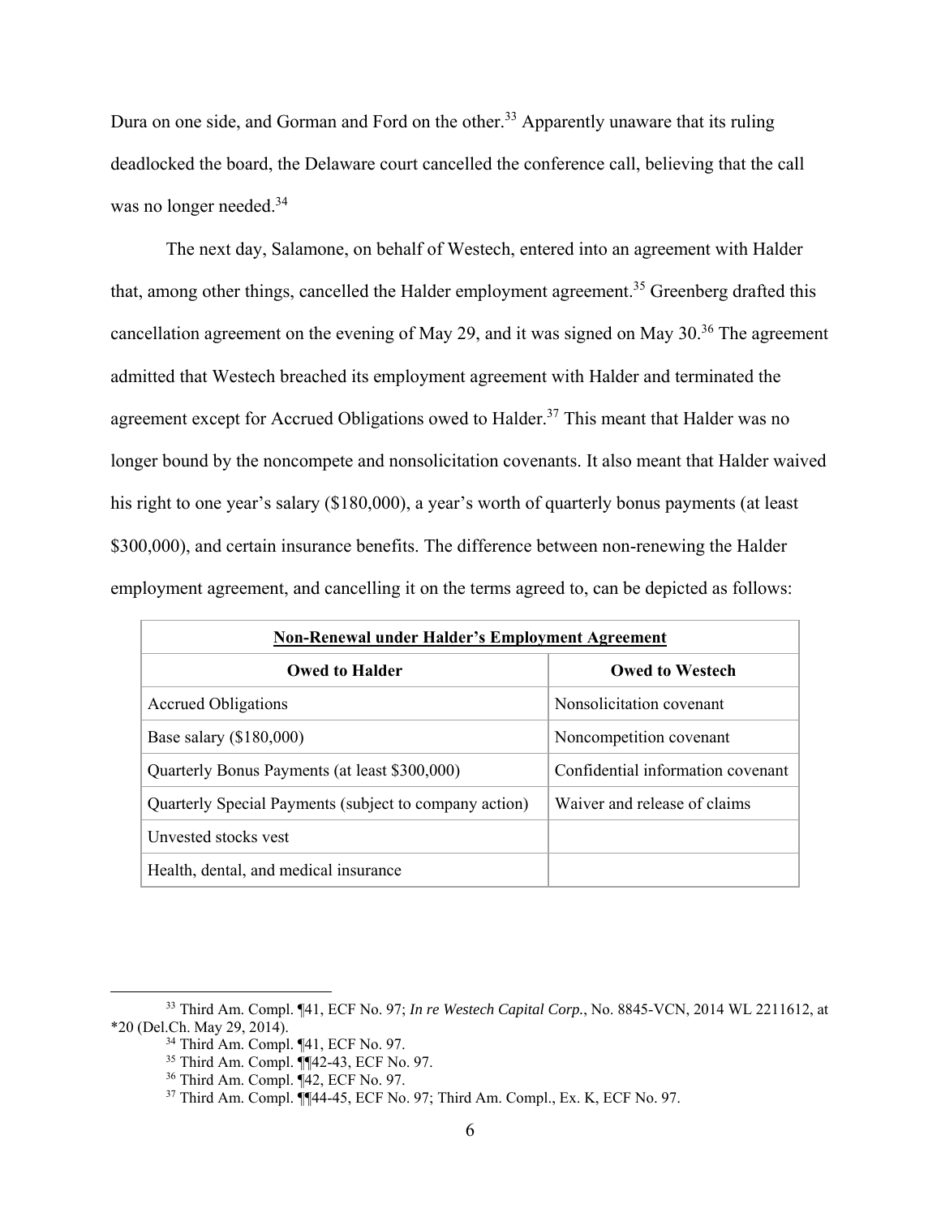Dura on one side, and Gorman and Ford on the other.[33] Apparently unaware that its ruling deadlocked the board, the Delaware court cancelled the conference call, believing that the call was no longer needed.[34]

The next day, Salamone, on behalf of Westech, entered into an agreement with Halder that, among other things, cancelled the Halder employment agreement.[35] Greenberg drafted this cancellation agreement on the evening of May 29, and it was signed on May 30.[36] The agreement admitted that Westech breached its employment agreement with Halder and terminated the agreement except for Accrued Obligations owed to Halder.[37] This meant that Halder was no longer bound by the noncompete and nonsolicitation covenants. It also meant that Halder waived his right to one year's salary ($180,000), a year's worth of quarterly bonus payments (at least $300,000), and certain insurance benefits. The difference between non-renewing the Halder employment agreement, and cancelling it on the terms agreed to, can be depicted as follows:

| **Non-Renewal under Halder's Employment Agreement** | |
|---|---|
| **Owed to Halder** | **Owed to Westech** |
| Accrued Obligations | Nonsolicitation covenant |
| Base salary ($180,000) | Noncompetition covenant |
| Quarterly Bonus Payments (at least $300,000) | Confidential information covenant |
| Quarterly Special Payments (subject to company action) | Waiver and release of claims |
| Unvested stocks vest | |
| Health, dental, and medical insurance | |

---

[33] Third Am. Compl. ¶41, ECF No. 97; *In re Westech Capital Corp.*, No. 8845-VCN, 2014 WL 2211612, at *20 (Del.Ch. May 29, 2014).

[34] Third Am. Compl. ¶41, ECF No. 97.

[35] Third Am. Compl. ¶¶42-43, ECF No. 97.

[36] Third Am. Compl. ¶42, ECF No. 97.

[37] Third Am. Compl. ¶¶44-45, ECF No. 97; Third Am. Compl., Ex. K, ECF No. 97.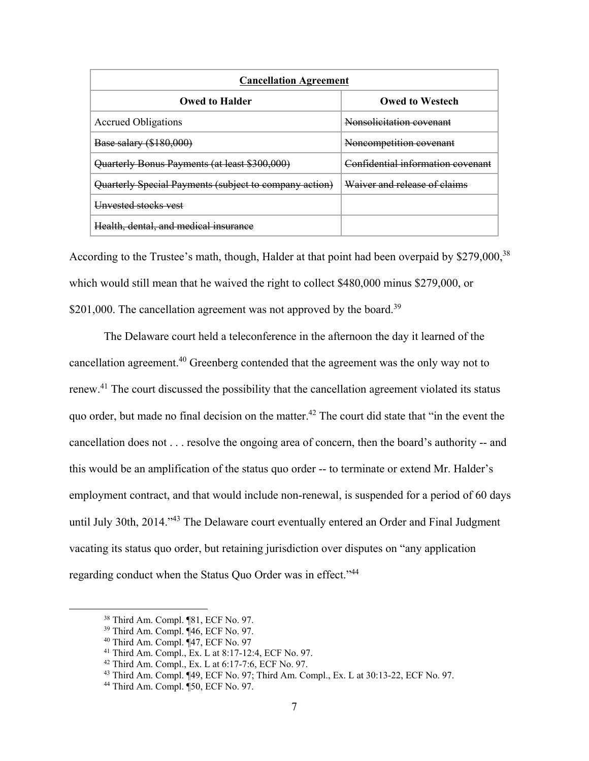| **Cancellation Agreement** | |
|---|---|
| **Owed to Halder** | **Owed to Westech** |
| Accrued Obligations | ~~Nonsolicitation covenant~~ |
| ~~Base salary ($180,000)~~ | ~~Noncompetition covenant~~ |
| ~~Quarterly Bonus Payments (at least $300,000)~~ | ~~Confidential information covenant~~ |
| ~~Quarterly Special Payments (subject to company action)~~ | ~~Waiver and release of claims~~ |
| ~~Unvested stocks vest~~ | |
| ~~Health, dental, and medical insurance~~ | |

According to the Trustee's math, though, Halder at that point had been overpaid by $279,000,[38] which would still mean that he waived the right to collect $480,000 minus $279,000, or $201,000. The cancellation agreement was not approved by the board.[39]

The Delaware court held a teleconference in the afternoon the day it learned of the cancellation agreement.[40] Greenberg contended that the agreement was the only way not to renew.[41] The court discussed the possibility that the cancellation agreement violated its status quo order, but made no final decision on the matter.[42] The court did state that "in the event the cancellation does not . . . resolve the ongoing area of concern, then the board's authority -- and this would be an amplification of the status quo order -- to terminate or extend Mr. Halder's employment contract, and that would include non-renewal, is suspended for a period of 60 days until July 30th, 2014."[43] The Delaware court eventually entered an Order and Final Judgment vacating its status quo order, but retaining jurisdiction over disputes on "any application regarding conduct when the Status Quo Order was in effect."[44]

---

[38] Third Am. Compl. ¶81, ECF No. 97.

[39] Third Am. Compl. ¶46, ECF No. 97.

[40] Third Am. Compl. ¶47, ECF No. 97

[41] Third Am. Compl., Ex. L at 8:17-12:4, ECF No. 97.

[42] Third Am. Compl., Ex. L at 6:17-7:6, ECF No. 97.

[43] Third Am. Compl. ¶49, ECF No. 97; Third Am. Compl., Ex. L at 30:13-22, ECF No. 97.

[44] Third Am. Compl. ¶50, ECF No. 97.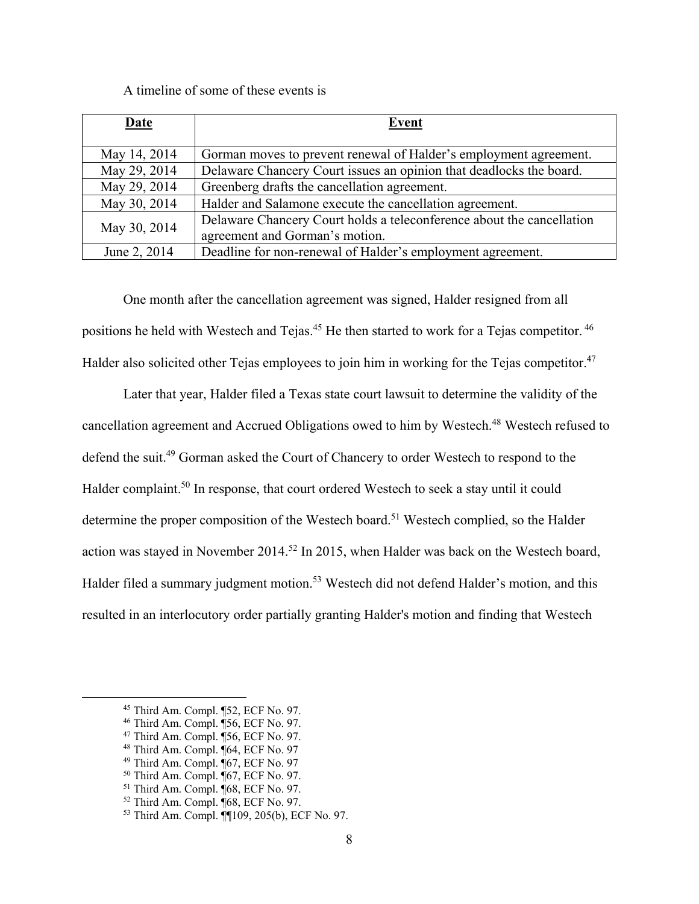A timeline of some of these events is

| **Date** | **Event** |
|---|---|
| May 14, 2014 | Gorman moves to prevent renewal of Halder's employment agreement. |
| May 29, 2014 | Delaware Chancery Court issues an opinion that deadlocks the board. |
| May 29, 2014 | Greenberg drafts the cancellation agreement. |
| May 30, 2014 | Halder and Salamone execute the cancellation agreement. |
| May 30, 2014 | Delaware Chancery Court holds a teleconference about the cancellation agreement and Gorman's motion. |
| June 2, 2014 | Deadline for non-renewal of Halder's employment agreement. |

One month after the cancellation agreement was signed, Halder resigned from all positions he held with Westech and Tejas.[45] He then started to work for a Tejas competitor.[46] Halder also solicited other Tejas employees to join him in working for the Tejas competitor.[47]

Later that year, Halder filed a Texas state court lawsuit to determine the validity of the cancellation agreement and Accrued Obligations owed to him by Westech.[48] Westech refused to defend the suit.[49] Gorman asked the Court of Chancery to order Westech to respond to the Halder complaint.[50] In response, that court ordered Westech to seek a stay until it could determine the proper composition of the Westech board.[51] Westech complied, so the Halder action was stayed in November 2014.[52] In 2015, when Halder was back on the Westech board, Halder filed a summary judgment motion.[53] Westech did not defend Halder's motion, and this resulted in an interlocutory order partially granting Halder's motion and finding that Westech

---

[45] Third Am. Compl. ¶52, ECF No. 97.
[46] Third Am. Compl. ¶56, ECF No. 97.
[47] Third Am. Compl. ¶56, ECF No. 97.
[48] Third Am. Compl. ¶64, ECF No. 97
[49] Third Am. Compl. ¶67, ECF No. 97
[50] Third Am. Compl. ¶67, ECF No. 97.
[51] Third Am. Compl. ¶68, ECF No. 97.
[52] Third Am. Compl. ¶68, ECF No. 97.
[53] Third Am. Compl. ¶¶109, 205(b), ECF No. 97.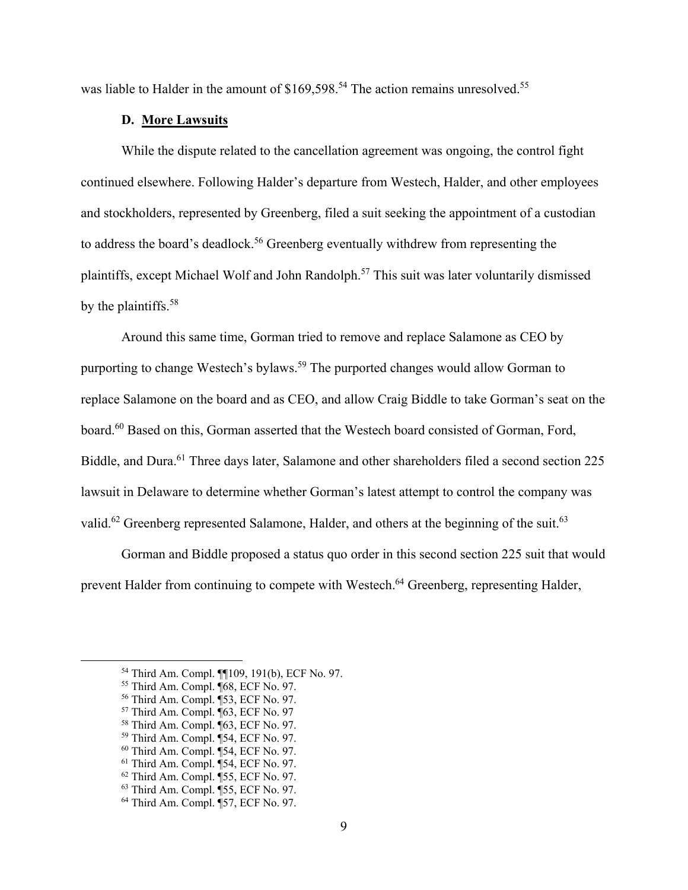was liable to Halder in the amount of $169,598.[54] The action remains unresolved.[55]

### D. More Lawsuits

While the dispute related to the cancellation agreement was ongoing, the control fight continued elsewhere. Following Halder's departure from Westech, Halder, and other employees and stockholders, represented by Greenberg, filed a suit seeking the appointment of a custodian to address the board's deadlock.[56] Greenberg eventually withdrew from representing the plaintiffs, except Michael Wolf and John Randolph.[57] This suit was later voluntarily dismissed by the plaintiffs.[58]

Around this same time, Gorman tried to remove and replace Salamone as CEO by purporting to change Westech's bylaws.[59] The purported changes would allow Gorman to replace Salamone on the board and as CEO, and allow Craig Biddle to take Gorman's seat on the board.[60] Based on this, Gorman asserted that the Westech board consisted of Gorman, Ford, Biddle, and Dura.[61] Three days later, Salamone and other shareholders filed a second section 225 lawsuit in Delaware to determine whether Gorman's latest attempt to control the company was valid.[62] Greenberg represented Salamone, Halder, and others at the beginning of the suit.[63]

Gorman and Biddle proposed a status quo order in this second section 225 suit that would prevent Halder from continuing to compete with Westech.[64] Greenberg, representing Halder,

---

[54] Third Am. Compl. ¶¶109, 191(b), ECF No. 97.
[55] Third Am. Compl. ¶68, ECF No. 97.
[56] Third Am. Compl. ¶53, ECF No. 97.
[57] Third Am. Compl. ¶63, ECF No. 97
[58] Third Am. Compl. ¶63, ECF No. 97.
[59] Third Am. Compl. ¶54, ECF No. 97.
[60] Third Am. Compl. ¶54, ECF No. 97.
[61] Third Am. Compl. ¶54, ECF No. 97.
[62] Third Am. Compl. ¶55, ECF No. 97.
[63] Third Am. Compl. ¶55, ECF No. 97.
[64] Third Am. Compl. ¶57, ECF No. 97.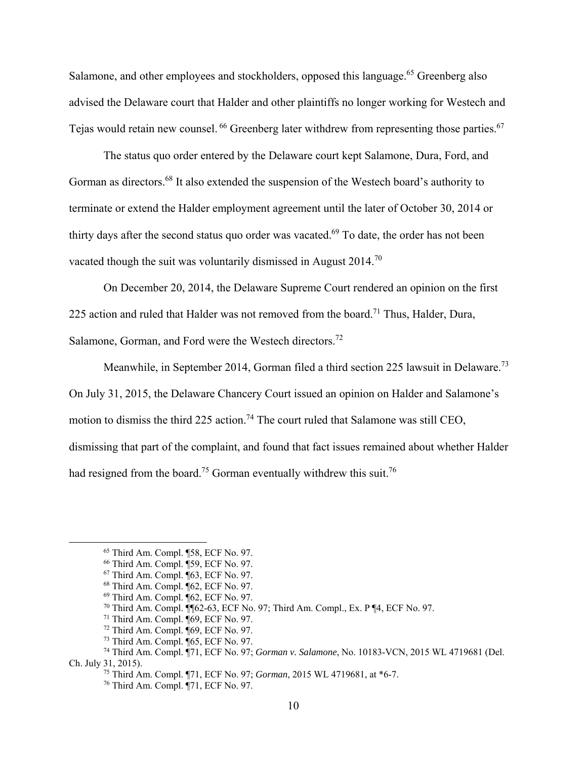Salamone, and other employees and stockholders, opposed this language.[65] Greenberg also advised the Delaware court that Halder and other plaintiffs no longer working for Westech and Tejas would retain new counsel.[66] Greenberg later withdrew from representing those parties.[67]

The status quo order entered by the Delaware court kept Salamone, Dura, Ford, and Gorman as directors.[68] It also extended the suspension of the Westech board's authority to terminate or extend the Halder employment agreement until the later of October 30, 2014 or thirty days after the second status quo order was vacated.[69] To date, the order has not been vacated though the suit was voluntarily dismissed in August 2014.[70]

On December 20, 2014, the Delaware Supreme Court rendered an opinion on the first 225 action and ruled that Halder was not removed from the board.[71] Thus, Halder, Dura, Salamone, Gorman, and Ford were the Westech directors.[72]

Meanwhile, in September 2014, Gorman filed a third section 225 lawsuit in Delaware.[73] On July 31, 2015, the Delaware Chancery Court issued an opinion on Halder and Salamone's motion to dismiss the third 225 action.[74] The court ruled that Salamone was still CEO, dismissing that part of the complaint, and found that fact issues remained about whether Halder had resigned from the board.[75] Gorman eventually withdrew this suit.[76]

---

[65] Third Am. Compl. ¶58, ECF No. 97.

[66] Third Am. Compl. ¶59, ECF No. 97.

[67] Third Am. Compl. ¶63, ECF No. 97.

[68] Third Am. Compl. ¶62, ECF No. 97.

[69] Third Am. Compl. ¶62, ECF No. 97.

[70] Third Am. Compl. ¶¶62-63, ECF No. 97; Third Am. Compl., Ex. P ¶4, ECF No. 97.

[71] Third Am. Compl. ¶69, ECF No. 97.

[72] Third Am. Compl. ¶69, ECF No. 97.

[73] Third Am. Compl. ¶65, ECF No. 97.

[74] Third Am. Compl. ¶71, ECF No. 97; *Gorman v. Salamone*, No. 10183-VCN, 2015 WL 4719681 (Del. Ch. July 31, 2015).

[75] Third Am. Compl. ¶71, ECF No. 97; *Gorman*, 2015 WL 4719681, at *6-7.

[76] Third Am. Compl. ¶71, ECF No. 97.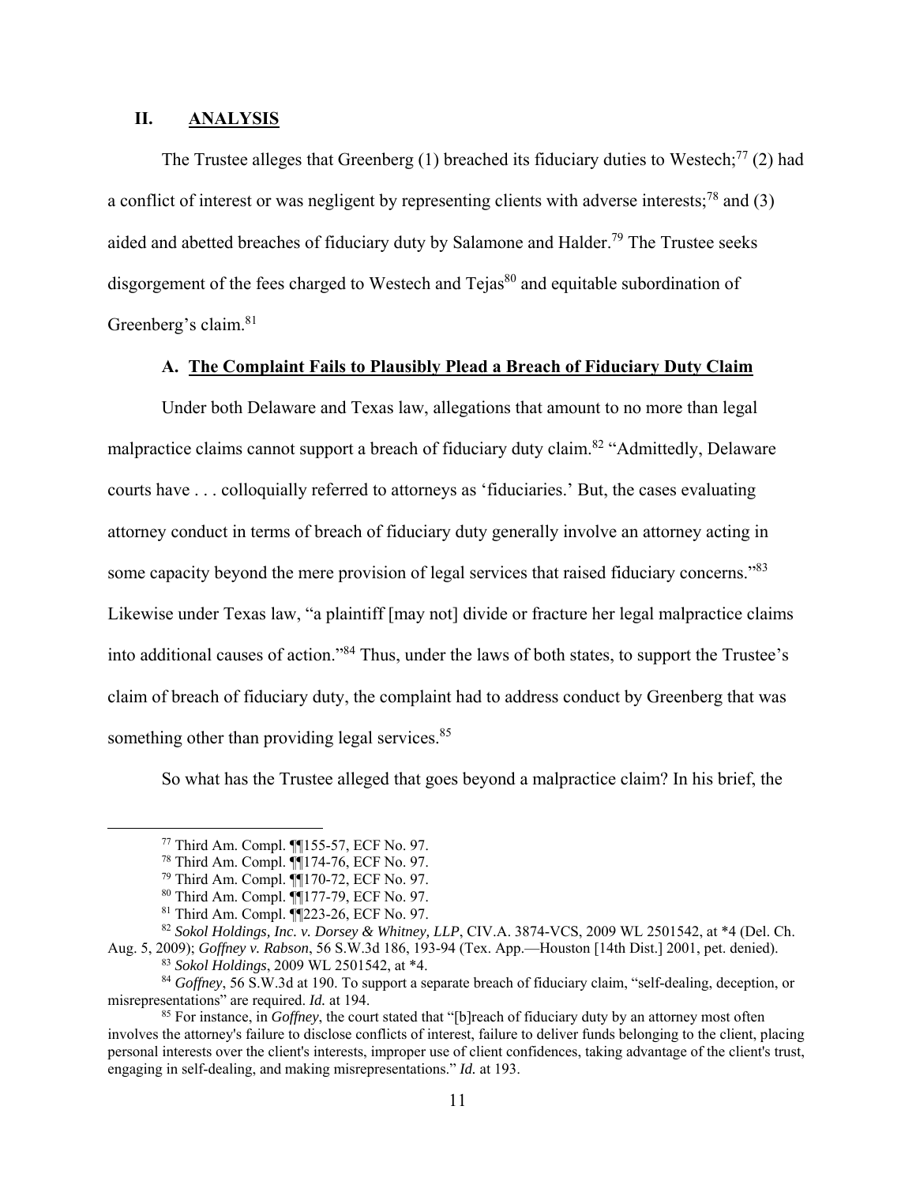## II. ANALYSIS

The Trustee alleges that Greenberg (1) breached its fiduciary duties to Westech;[77] (2) had a conflict of interest or was negligent by representing clients with adverse interests;[78] and (3) aided and abetted breaches of fiduciary duty by Salamone and Halder.[79] The Trustee seeks disgorgement of the fees charged to Westech and Tejas[80] and equitable subordination of Greenberg's claim.[81]

### A. The Complaint Fails to Plausibly Plead a Breach of Fiduciary Duty Claim

Under both Delaware and Texas law, allegations that amount to no more than legal malpractice claims cannot support a breach of fiduciary duty claim.[82] "Admittedly, Delaware courts have . . . colloquially referred to attorneys as 'fiduciaries.' But, the cases evaluating attorney conduct in terms of breach of fiduciary duty generally involve an attorney acting in some capacity beyond the mere provision of legal services that raised fiduciary concerns."[83] Likewise under Texas law, "a plaintiff [may not] divide or fracture her legal malpractice claims into additional causes of action."[84] Thus, under the laws of both states, to support the Trustee's claim of breach of fiduciary duty, the complaint had to address conduct by Greenberg that was something other than providing legal services.[85]

So what has the Trustee alleged that goes beyond a malpractice claim? In his brief, the

---

[77] Third Am. Compl. ¶¶155-57, ECF No. 97.

[78] Third Am. Compl. ¶¶174-76, ECF No. 97.

[79] Third Am. Compl. ¶¶170-72, ECF No. 97.

[80] Third Am. Compl. ¶¶177-79, ECF No. 97.

[81] Third Am. Compl. ¶¶223-26, ECF No. 97.

[82] *Sokol Holdings, Inc. v. Dorsey & Whitney, LLP*, CIV.A. 3874-VCS, 2009 WL 2501542, at *4 (Del. Ch. Aug. 5, 2009); *Goffney v. Rabson*, 56 S.W.3d 186, 193-94 (Tex. App.—Houston [14th Dist.] 2001, pet. denied).

[83] *Sokol Holdings*, 2009 WL 2501542, at *4.

[84] *Goffney*, 56 S.W.3d at 190. To support a separate breach of fiduciary claim, "self-dealing, deception, or misrepresentations" are required. *Id.* at 194.

[85] For instance, in *Goffney*, the court stated that "[b]reach of fiduciary duty by an attorney most often involves the attorney's failure to disclose conflicts of interest, failure to deliver funds belonging to the client, placing personal interests over the client's interests, improper use of client confidences, taking advantage of the client's trust, engaging in self-dealing, and making misrepresentations." *Id.* at 193.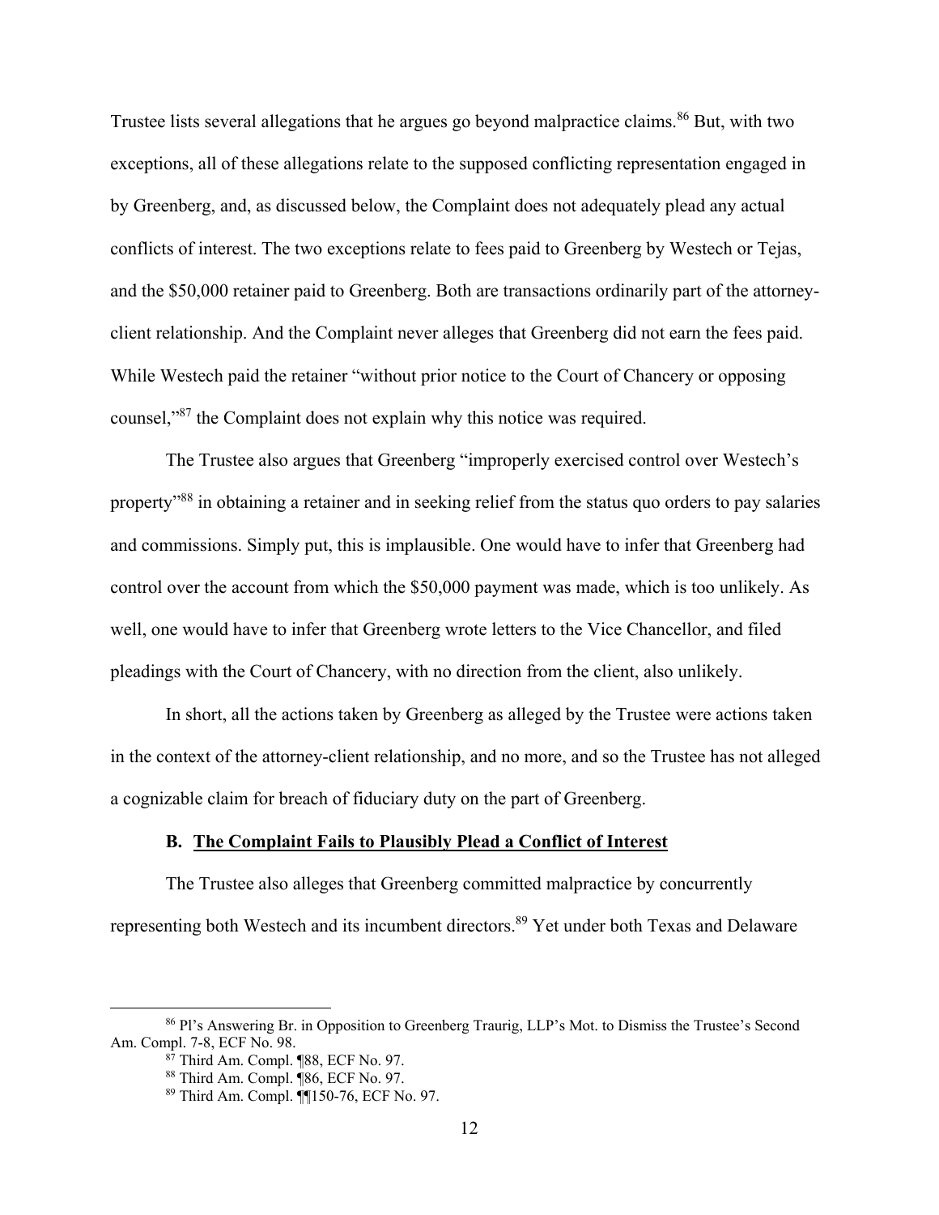Trustee lists several allegations that he argues go beyond malpractice claims.[86] But, with two exceptions, all of these allegations relate to the supposed conflicting representation engaged in by Greenberg, and, as discussed below, the Complaint does not adequately plead any actual conflicts of interest. The two exceptions relate to fees paid to Greenberg by Westech or Tejas, and the $50,000 retainer paid to Greenberg. Both are transactions ordinarily part of the attorney-client relationship. And the Complaint never alleges that Greenberg did not earn the fees paid. While Westech paid the retainer "without prior notice to the Court of Chancery or opposing counsel,"[87] the Complaint does not explain why this notice was required.

The Trustee also argues that Greenberg "improperly exercised control over Westech's property"[88] in obtaining a retainer and in seeking relief from the status quo orders to pay salaries and commissions. Simply put, this is implausible. One would have to infer that Greenberg had control over the account from which the $50,000 payment was made, which is too unlikely. As well, one would have to infer that Greenberg wrote letters to the Vice Chancellor, and filed pleadings with the Court of Chancery, with no direction from the client, also unlikely.

In short, all the actions taken by Greenberg as alleged by the Trustee were actions taken in the context of the attorney-client relationship, and no more, and so the Trustee has not alleged a cognizable claim for breach of fiduciary duty on the part of Greenberg.

### B. The Complaint Fails to Plausibly Plead a Conflict of Interest

The Trustee also alleges that Greenberg committed malpractice by concurrently representing both Westech and its incumbent directors.[89] Yet under both Texas and Delaware

---

[86] Pl's Answering Br. in Opposition to Greenberg Traurig, LLP's Mot. to Dismiss the Trustee's Second Am. Compl. 7-8, ECF No. 98.

[87] Third Am. Compl. ¶88, ECF No. 97.

[88] Third Am. Compl. ¶86, ECF No. 97.

[89] Third Am. Compl. ¶¶150-76, ECF No. 97.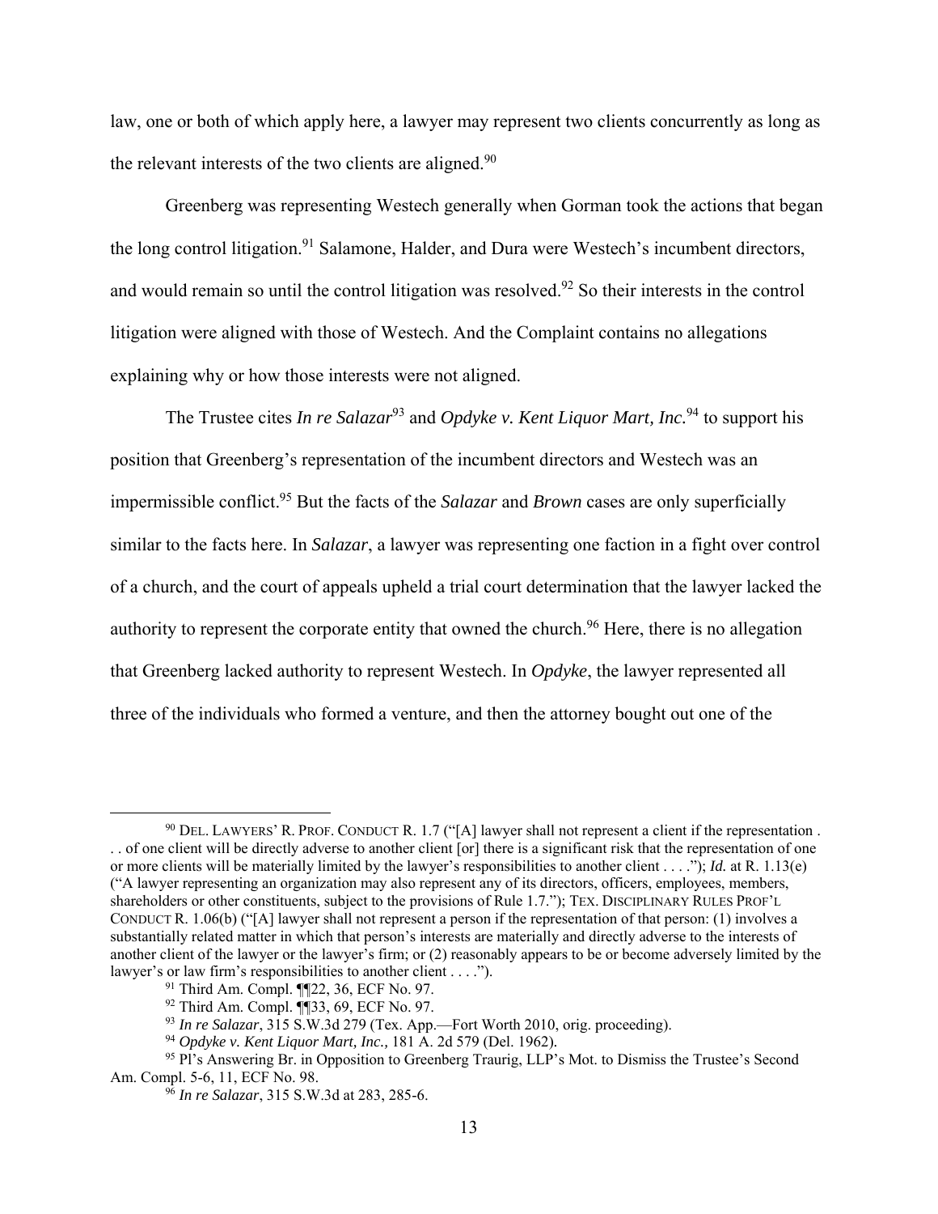law, one or both of which apply here, a lawyer may represent two clients concurrently as long as the relevant interests of the two clients are aligned.[90]

Greenberg was representing Westech generally when Gorman took the actions that began the long control litigation.[91] Salamone, Halder, and Dura were Westech's incumbent directors, and would remain so until the control litigation was resolved.[92] So their interests in the control litigation were aligned with those of Westech. And the Complaint contains no allegations explaining why or how those interests were not aligned.

The Trustee cites *In re Salazar*[93] and *Opdyke v. Kent Liquor Mart, Inc.*[94] to support his position that Greenberg's representation of the incumbent directors and Westech was an impermissible conflict.[95] But the facts of the *Salazar* and *Brown* cases are only superficially similar to the facts here. In *Salazar*, a lawyer was representing one faction in a fight over control of a church, and the court of appeals upheld a trial court determination that the lawyer lacked the authority to represent the corporate entity that owned the church.[96] Here, there is no allegation that Greenberg lacked authority to represent Westech. In *Opdyke*, the lawyer represented all three of the individuals who formed a venture, and then the attorney bought out one of the

---

[90] DEL. LAWYERS' R. PROF. CONDUCT R. 1.7 ("[A] lawyer shall not represent a client if the representation . . . of one client will be directly adverse to another client [or] there is a significant risk that the representation of one or more clients will be materially limited by the lawyer's responsibilities to another client . . . ."); *Id.* at R. 1.13(e) ("A lawyer representing an organization may also represent any of its directors, officers, employees, members, shareholders or other constituents, subject to the provisions of Rule 1.7."); TEX. DISCIPLINARY RULES PROF'L CONDUCT R. 1.06(b) ("[A] lawyer shall not represent a person if the representation of that person: (1) involves a substantially related matter in which that person's interests are materially and directly adverse to the interests of another client of the lawyer or the lawyer's firm; or (2) reasonably appears to be or become adversely limited by the lawyer's or law firm's responsibilities to another client . . . .").

[91] Third Am. Compl. ¶¶22, 36, ECF No. 97.

[92] Third Am. Compl. ¶¶33, 69, ECF No. 97.

[93] *In re Salazar*, 315 S.W.3d 279 (Tex. App.—Fort Worth 2010, orig. proceeding).

[94] *Opdyke v. Kent Liquor Mart, Inc.,* 181 A. 2d 579 (Del. 1962).

[95] Pl's Answering Br. in Opposition to Greenberg Traurig, LLP's Mot. to Dismiss the Trustee's Second Am. Compl. 5-6, 11, ECF No. 98.

[96] *In re Salazar*, 315 S.W.3d at 283, 285-6.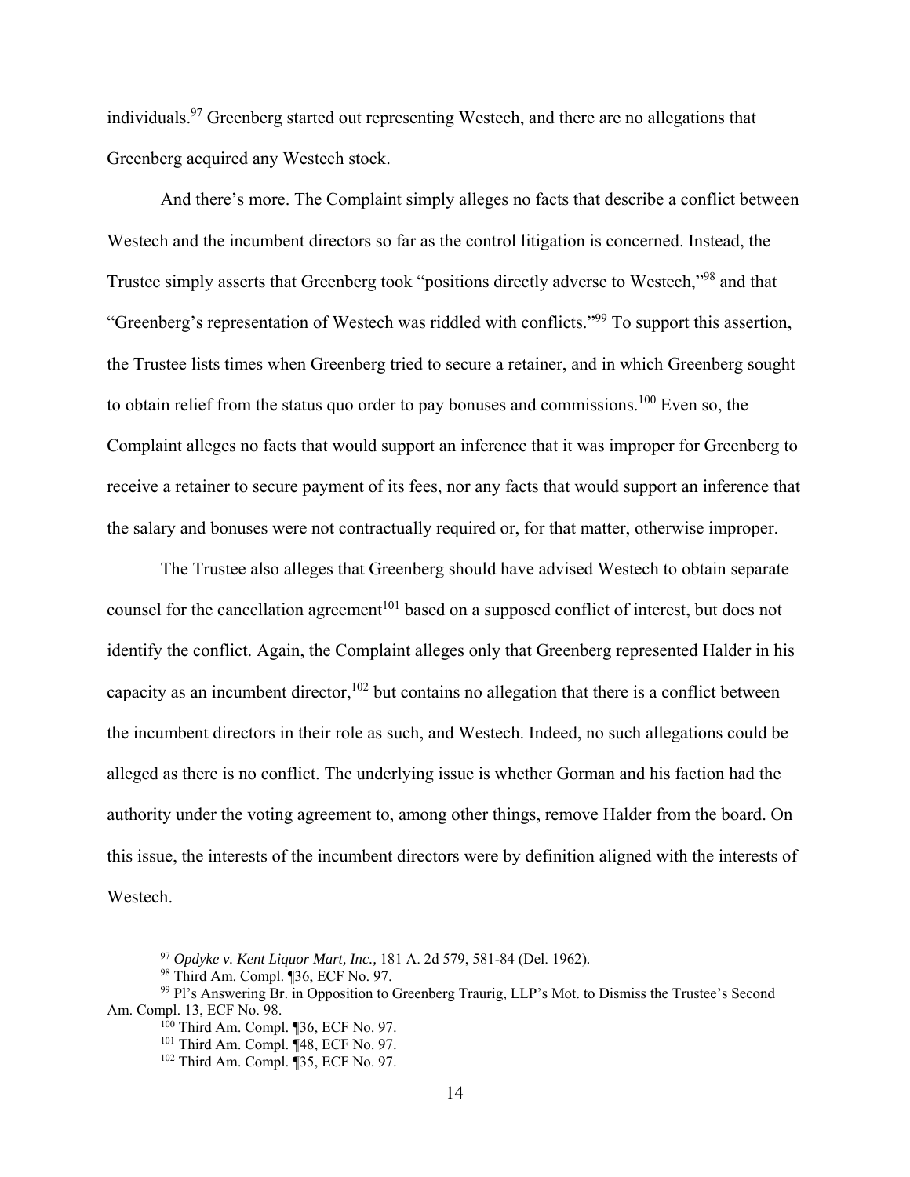individuals.[97] Greenberg started out representing Westech, and there are no allegations that Greenberg acquired any Westech stock.

And there's more. The Complaint simply alleges no facts that describe a conflict between Westech and the incumbent directors so far as the control litigation is concerned. Instead, the Trustee simply asserts that Greenberg took "positions directly adverse to Westech,"[98] and that "Greenberg's representation of Westech was riddled with conflicts."[99] To support this assertion, the Trustee lists times when Greenberg tried to secure a retainer, and in which Greenberg sought to obtain relief from the status quo order to pay bonuses and commissions.[100] Even so, the Complaint alleges no facts that would support an inference that it was improper for Greenberg to receive a retainer to secure payment of its fees, nor any facts that would support an inference that the salary and bonuses were not contractually required or, for that matter, otherwise improper.

The Trustee also alleges that Greenberg should have advised Westech to obtain separate counsel for the cancellation agreement[101] based on a supposed conflict of interest, but does not identify the conflict. Again, the Complaint alleges only that Greenberg represented Halder in his capacity as an incumbent director,[102] but contains no allegation that there is a conflict between the incumbent directors in their role as such, and Westech. Indeed, no such allegations could be alleged as there is no conflict. The underlying issue is whether Gorman and his faction had the authority under the voting agreement to, among other things, remove Halder from the board. On this issue, the interests of the incumbent directors were by definition aligned with the interests of Westech.

---

[97] *Opdyke v. Kent Liquor Mart, Inc.,* 181 A. 2d 579, 581-84 (Del. 1962).

[98] Third Am. Compl. ¶36, ECF No. 97.

[99] Pl's Answering Br. in Opposition to Greenberg Traurig, LLP's Mot. to Dismiss the Trustee's Second Am. Compl. 13, ECF No. 98.

[100] Third Am. Compl. ¶36, ECF No. 97.

[101] Third Am. Compl. ¶48, ECF No. 97.

[102] Third Am. Compl. ¶35, ECF No. 97.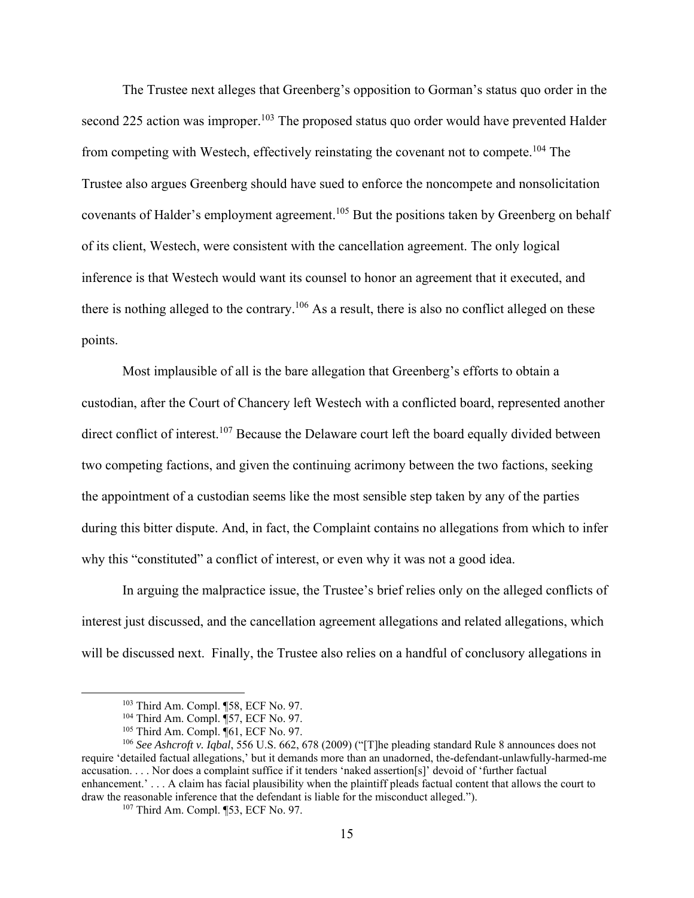The Trustee next alleges that Greenberg's opposition to Gorman's status quo order in the second 225 action was improper.[103] The proposed status quo order would have prevented Halder from competing with Westech, effectively reinstating the covenant not to compete.[104] The Trustee also argues Greenberg should have sued to enforce the noncompete and nonsolicitation covenants of Halder's employment agreement.[105] But the positions taken by Greenberg on behalf of its client, Westech, were consistent with the cancellation agreement. The only logical inference is that Westech would want its counsel to honor an agreement that it executed, and there is nothing alleged to the contrary.[106] As a result, there is also no conflict alleged on these points.

Most implausible of all is the bare allegation that Greenberg's efforts to obtain a custodian, after the Court of Chancery left Westech with a conflicted board, represented another direct conflict of interest.[107] Because the Delaware court left the board equally divided between two competing factions, and given the continuing acrimony between the two factions, seeking the appointment of a custodian seems like the most sensible step taken by any of the parties during this bitter dispute. And, in fact, the Complaint contains no allegations from which to infer why this "constituted" a conflict of interest, or even why it was not a good idea.

In arguing the malpractice issue, the Trustee's brief relies only on the alleged conflicts of interest just discussed, and the cancellation agreement allegations and related allegations, which will be discussed next. Finally, the Trustee also relies on a handful of conclusory allegations in

---

[103] Third Am. Compl. ¶58, ECF No. 97.

[104] Third Am. Compl. ¶57, ECF No. 97.

[105] Third Am. Compl. ¶61, ECF No. 97.

[106] *See Ashcroft v. Iqbal*, 556 U.S. 662, 678 (2009) ("[T]he pleading standard Rule 8 announces does not require 'detailed factual allegations,' but it demands more than an unadorned, the-defendant-unlawfully-harmed-me accusation. . . . Nor does a complaint suffice if it tenders 'naked assertion[s]' devoid of 'further factual enhancement.' . . . A claim has facial plausibility when the plaintiff pleads factual content that allows the court to draw the reasonable inference that the defendant is liable for the misconduct alleged.").

[107] Third Am. Compl. ¶53, ECF No. 97.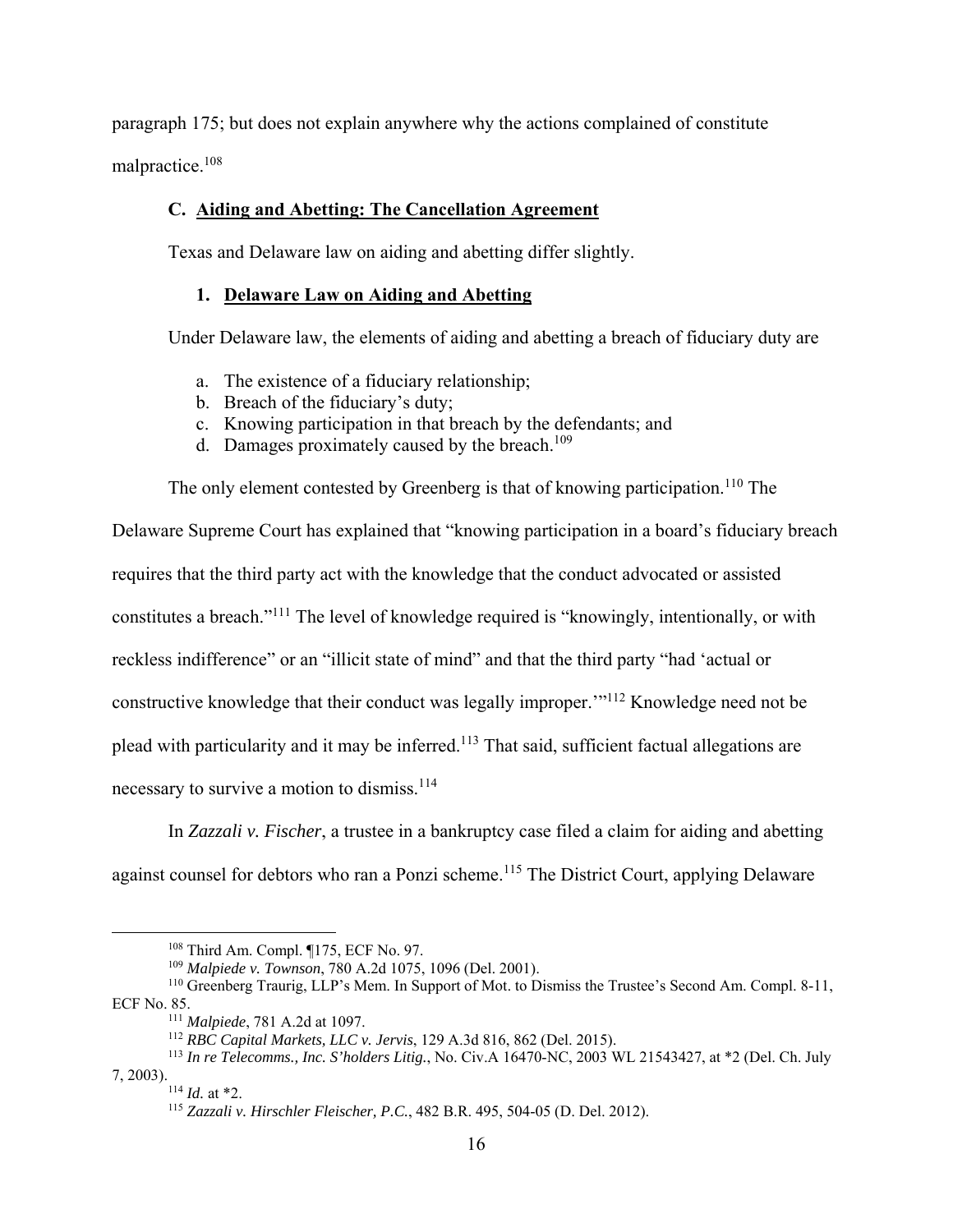paragraph 175; but does not explain anywhere why the actions complained of constitute malpractice.[108]

### C. Aiding and Abetting: The Cancellation Agreement

Texas and Delaware law on aiding and abetting differ slightly.

#### 1. Delaware Law on Aiding and Abetting

Under Delaware law, the elements of aiding and abetting a breach of fiduciary duty are

a. The existence of a fiduciary relationship;
b. Breach of the fiduciary's duty;
c. Knowing participation in that breach by the defendants; and
d. Damages proximately caused by the breach.[109]

The only element contested by Greenberg is that of knowing participation.[110] The Delaware Supreme Court has explained that "knowing participation in a board's fiduciary breach requires that the third party act with the knowledge that the conduct advocated or assisted constitutes a breach."[111] The level of knowledge required is "knowingly, intentionally, or with reckless indifference" or an "illicit state of mind" and that the third party "had 'actual or constructive knowledge that their conduct was legally improper.'"[112] Knowledge need not be plead with particularity and it may be inferred.[113] That said, sufficient factual allegations are necessary to survive a motion to dismiss.[114]

In *Zazzali v. Fischer*, a trustee in a bankruptcy case filed a claim for aiding and abetting against counsel for debtors who ran a Ponzi scheme.[115] The District Court, applying Delaware

---

[108] Third Am. Compl. ¶175, ECF No. 97.

[109] *Malpiede v. Townson*, 780 A.2d 1075, 1096 (Del. 2001).

[110] Greenberg Traurig, LLP's Mem. In Support of Mot. to Dismiss the Trustee's Second Am. Compl. 8-11, ECF No. 85.

[111] *Malpiede*, 781 A.2d at 1097.

[112] *RBC Capital Markets, LLC v. Jervis*, 129 A.3d 816, 862 (Del. 2015).

[113] *In re Telecomms., Inc. S'holders Litig.*, No. Civ.A 16470-NC, 2003 WL 21543427, at *2 (Del. Ch. July 7, 2003).

[114] *Id.* at *2.

[115] *Zazzali v. Hirschler Fleischer, P.C.*, 482 B.R. 495, 504-05 (D. Del. 2012).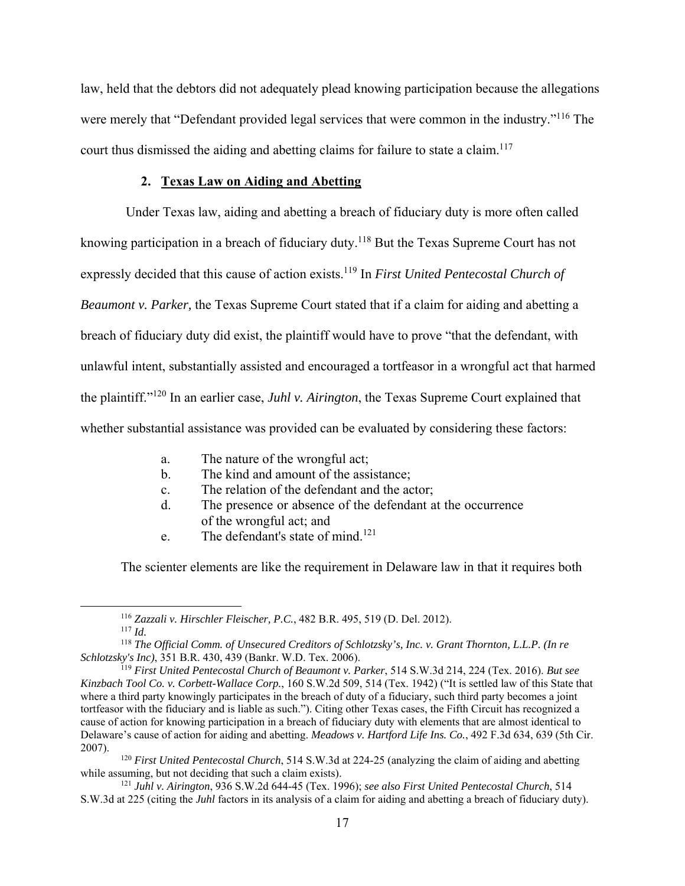law, held that the debtors did not adequately plead knowing participation because the allegations were merely that "Defendant provided legal services that were common in the industry."[116] The court thus dismissed the aiding and abetting claims for failure to state a claim.[117]

### 2. Texas Law on Aiding and Abetting

Under Texas law, aiding and abetting a breach of fiduciary duty is more often called knowing participation in a breach of fiduciary duty.[118] But the Texas Supreme Court has not expressly decided that this cause of action exists.[119] In *First United Pentecostal Church of Beaumont v. Parker,* the Texas Supreme Court stated that if a claim for aiding and abetting a breach of fiduciary duty did exist, the plaintiff would have to prove "that the defendant, with unlawful intent, substantially assisted and encouraged a tortfeasor in a wrongful act that harmed the plaintiff."[120] In an earlier case, *Juhl v. Airington*, the Texas Supreme Court explained that whether substantial assistance was provided can be evaluated by considering these factors:

a. The nature of the wrongful act;
b. The kind and amount of the assistance;
c. The relation of the defendant and the actor;
d. The presence or absence of the defendant at the occurrence of the wrongful act; and
e. The defendant's state of mind.[121]

The scienter elements are like the requirement in Delaware law in that it requires both

---

[116] *Zazzali v. Hirschler Fleischer, P.C.*, 482 B.R. 495, 519 (D. Del. 2012).

[117] *Id.*

[118] *The Official Comm. of Unsecured Creditors of Schlotzsky's, Inc. v. Grant Thornton, L.L.P. (In re Schlotzsky's Inc)*, 351 B.R. 430, 439 (Bankr. W.D. Tex. 2006).

[119] *First United Pentecostal Church of Beaumont v. Parker*, 514 S.W.3d 214, 224 (Tex. 2016). *But see Kinzbach Tool Co. v. Corbett-Wallace Corp.*, 160 S.W.2d 509, 514 (Tex. 1942) ("It is settled law of this State that where a third party knowingly participates in the breach of duty of a fiduciary, such third party becomes a joint tortfeasor with the fiduciary and is liable as such."). Citing other Texas cases, the Fifth Circuit has recognized a cause of action for knowing participation in a breach of fiduciary duty with elements that are almost identical to Delaware's cause of action for aiding and abetting. *Meadows v. Hartford Life Ins. Co.*, 492 F.3d 634, 639 (5th Cir. 2007).

[120] *First United Pentecostal Church*, 514 S.W.3d at 224-25 (analyzing the claim of aiding and abetting while assuming, but not deciding that such a claim exists).

[121] *Juhl v. Airington*, 936 S.W.2d 644-45 (Tex. 1996); *see also First United Pentecostal Church*, 514 S.W.3d at 225 (citing the *Juhl* factors in its analysis of a claim for aiding and abetting a breach of fiduciary duty).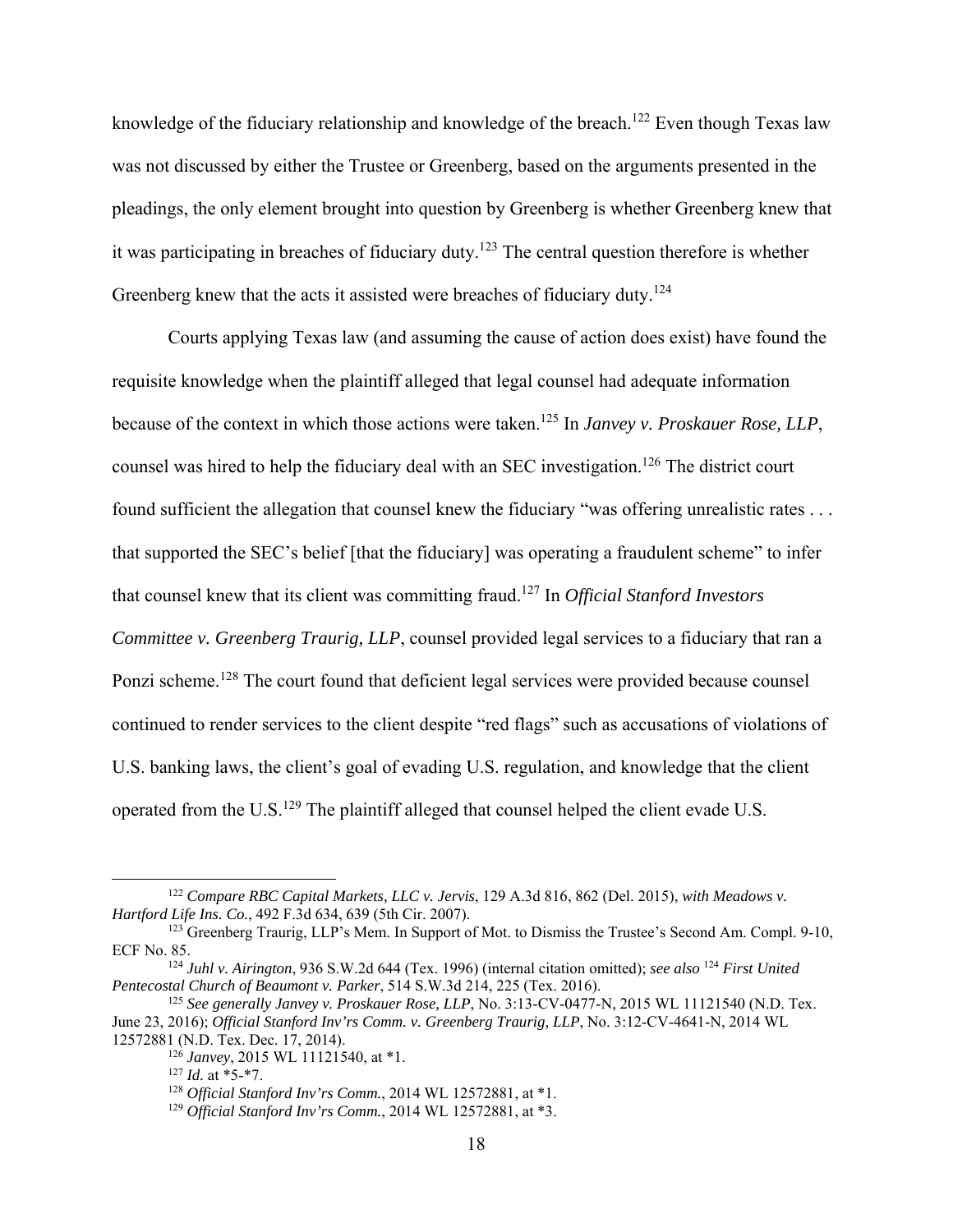knowledge of the fiduciary relationship and knowledge of the breach.[122] Even though Texas law was not discussed by either the Trustee or Greenberg, based on the arguments presented in the pleadings, the only element brought into question by Greenberg is whether Greenberg knew that it was participating in breaches of fiduciary duty.[123] The central question therefore is whether Greenberg knew that the acts it assisted were breaches of fiduciary duty.[124]

Courts applying Texas law (and assuming the cause of action does exist) have found the requisite knowledge when the plaintiff alleged that legal counsel had adequate information because of the context in which those actions were taken.[125] In *Janvey v. Proskauer Rose, LLP*, counsel was hired to help the fiduciary deal with an SEC investigation.[126] The district court found sufficient the allegation that counsel knew the fiduciary "was offering unrealistic rates . . . that supported the SEC's belief [that the fiduciary] was operating a fraudulent scheme" to infer that counsel knew that its client was committing fraud.[127] In *Official Stanford Investors Committee v. Greenberg Traurig, LLP*, counsel provided legal services to a fiduciary that ran a Ponzi scheme.[128] The court found that deficient legal services were provided because counsel continued to render services to the client despite "red flags" such as accusations of violations of U.S. banking laws, the client's goal of evading U.S. regulation, and knowledge that the client operated from the U.S.[129] The plaintiff alleged that counsel helped the client evade U.S.

---

[122] *Compare RBC Capital Markets, LLC v. Jervis*, 129 A.3d 816, 862 (Del. 2015), *with Meadows v. Hartford Life Ins. Co.*, 492 F.3d 634, 639 (5th Cir. 2007).

[123] Greenberg Traurig, LLP's Mem. In Support of Mot. to Dismiss the Trustee's Second Am. Compl. 9-10, ECF No. 85.

[124] *Juhl v. Airington*, 936 S.W.2d 644 (Tex. 1996) (internal citation omitted); *see also* [124] *First United Pentecostal Church of Beaumont v. Parker*, 514 S.W.3d 214, 225 (Tex. 2016).

[125] *See generally Janvey v. Proskauer Rose, LLP*, No. 3:13-CV-0477-N, 2015 WL 11121540 (N.D. Tex. June 23, 2016); *Official Stanford Inv'rs Comm. v. Greenberg Traurig, LLP*, No. 3:12-CV-4641-N, 2014 WL 12572881 (N.D. Tex. Dec. 17, 2014).

[126] *Janvey*, 2015 WL 11121540, at *1.

[127] *Id.* at *5-*7.

[128] *Official Stanford Inv'rs Comm.*, 2014 WL 12572881, at *1.

[129] *Official Stanford Inv'rs Comm.*, 2014 WL 12572881, at *3.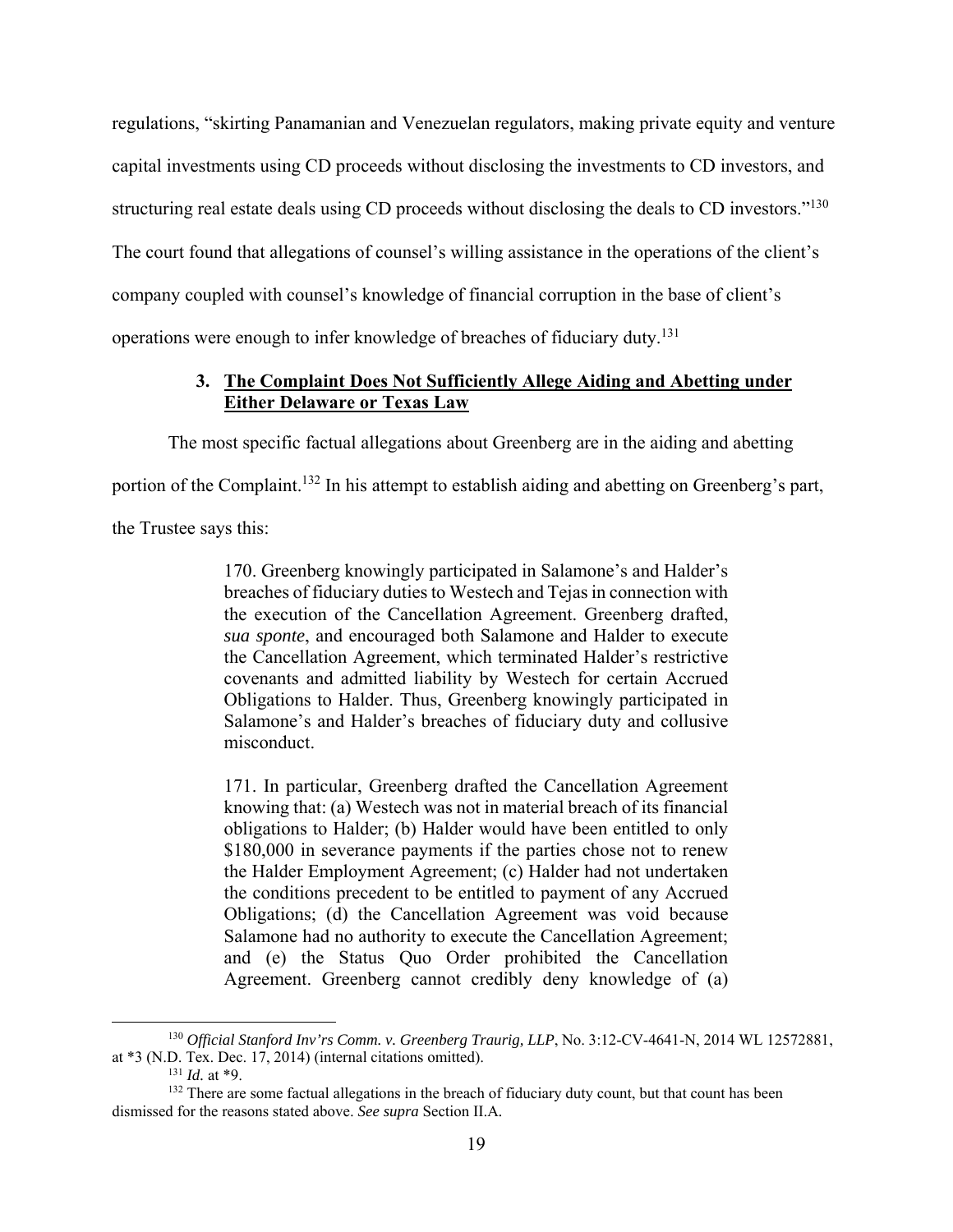regulations, "skirting Panamanian and Venezuelan regulators, making private equity and venture capital investments using CD proceeds without disclosing the investments to CD investors, and structuring real estate deals using CD proceeds without disclosing the deals to CD investors."[130] The court found that allegations of counsel's willing assistance in the operations of the client's company coupled with counsel's knowledge of financial corruption in the base of client's operations were enough to infer knowledge of breaches of fiduciary duty.[131]

### 3. <u>The Complaint Does Not Sufficiently Allege Aiding and Abetting under Either Delaware or Texas Law</u>

The most specific factual allegations about Greenberg are in the aiding and abetting portion of the Complaint.[132] In his attempt to establish aiding and abetting on Greenberg's part, the Trustee says this:

> 170. Greenberg knowingly participated in Salamone's and Halder's breaches of fiduciary duties to Westech and Tejas in connection with the execution of the Cancellation Agreement. Greenberg drafted, *sua sponte*, and encouraged both Salamone and Halder to execute the Cancellation Agreement, which terminated Halder's restrictive covenants and admitted liability by Westech for certain Accrued Obligations to Halder. Thus, Greenberg knowingly participated in Salamone's and Halder's breaches of fiduciary duty and collusive misconduct.
>
> 171. In particular, Greenberg drafted the Cancellation Agreement knowing that: (a) Westech was not in material breach of its financial obligations to Halder; (b) Halder would have been entitled to only $180,000 in severance payments if the parties chose not to renew the Halder Employment Agreement; (c) Halder had not undertaken the conditions precedent to be entitled to payment of any Accrued Obligations; (d) the Cancellation Agreement was void because Salamone had no authority to execute the Cancellation Agreement; and (e) the Status Quo Order prohibited the Cancellation Agreement. Greenberg cannot credibly deny knowledge of (a)

---

[130] *Official Stanford Inv'rs Comm. v. Greenberg Traurig, LLP*, No. 3:12-CV-4641-N, 2014 WL 12572881, at *3 (N.D. Tex. Dec. 17, 2014) (internal citations omitted).

[131] *Id.* at *9.

[132] There are some factual allegations in the breach of fiduciary duty count, but that count has been dismissed for the reasons stated above. *See supra* Section II.A.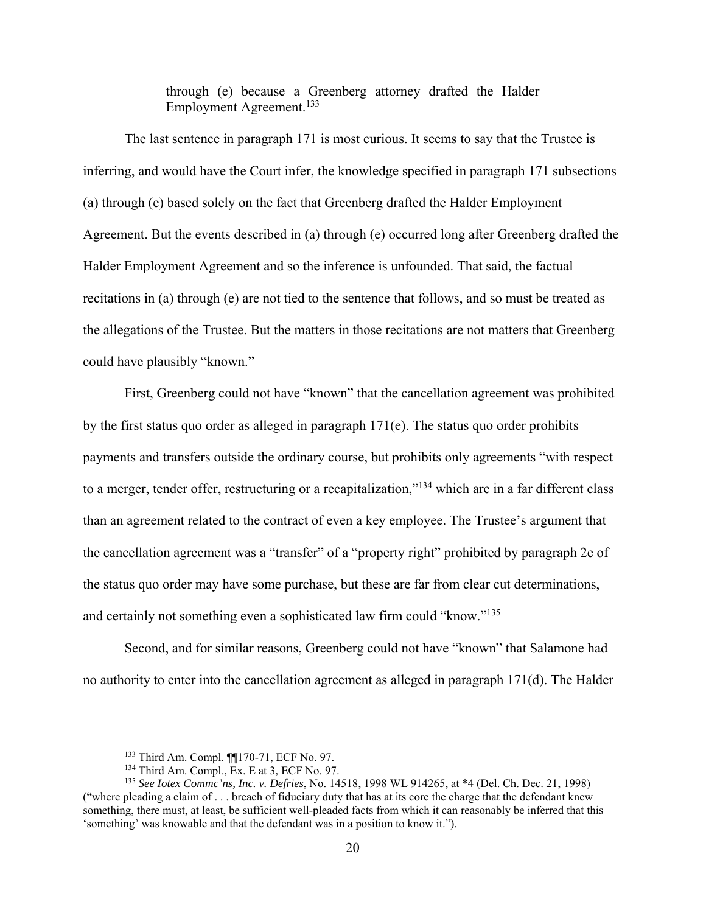> through (e) because a Greenberg attorney drafted the Halder Employment Agreement.[133]

The last sentence in paragraph 171 is most curious. It seems to say that the Trustee is inferring, and would have the Court infer, the knowledge specified in paragraph 171 subsections (a) through (e) based solely on the fact that Greenberg drafted the Halder Employment Agreement. But the events described in (a) through (e) occurred long after Greenberg drafted the Halder Employment Agreement and so the inference is unfounded. That said, the factual recitations in (a) through (e) are not tied to the sentence that follows, and so must be treated as the allegations of the Trustee. But the matters in those recitations are not matters that Greenberg could have plausibly "known."

First, Greenberg could not have "known" that the cancellation agreement was prohibited by the first status quo order as alleged in paragraph 171(e). The status quo order prohibits payments and transfers outside the ordinary course, but prohibits only agreements "with respect to a merger, tender offer, restructuring or a recapitalization,"[134] which are in a far different class than an agreement related to the contract of even a key employee. The Trustee's argument that the cancellation agreement was a "transfer" of a "property right" prohibited by paragraph 2e of the status quo order may have some purchase, but these are far from clear cut determinations, and certainly not something even a sophisticated law firm could "know."[135]

Second, and for similar reasons, Greenberg could not have "known" that Salamone had no authority to enter into the cancellation agreement as alleged in paragraph 171(d). The Halder

---

[133] Third Am. Compl. ¶¶170-71, ECF No. 97.

[134] Third Am. Compl., Ex. E at 3, ECF No. 97.

[135] *See Iotex Commc'ns, Inc. v. Defries*, No. 14518, 1998 WL 914265, at *4 (Del. Ch. Dec. 21, 1998) ("where pleading a claim of . . . breach of fiduciary duty that has at its core the charge that the defendant knew something, there must, at least, be sufficient well-pleaded facts from which it can reasonably be inferred that this 'something' was knowable and that the defendant was in a position to know it.").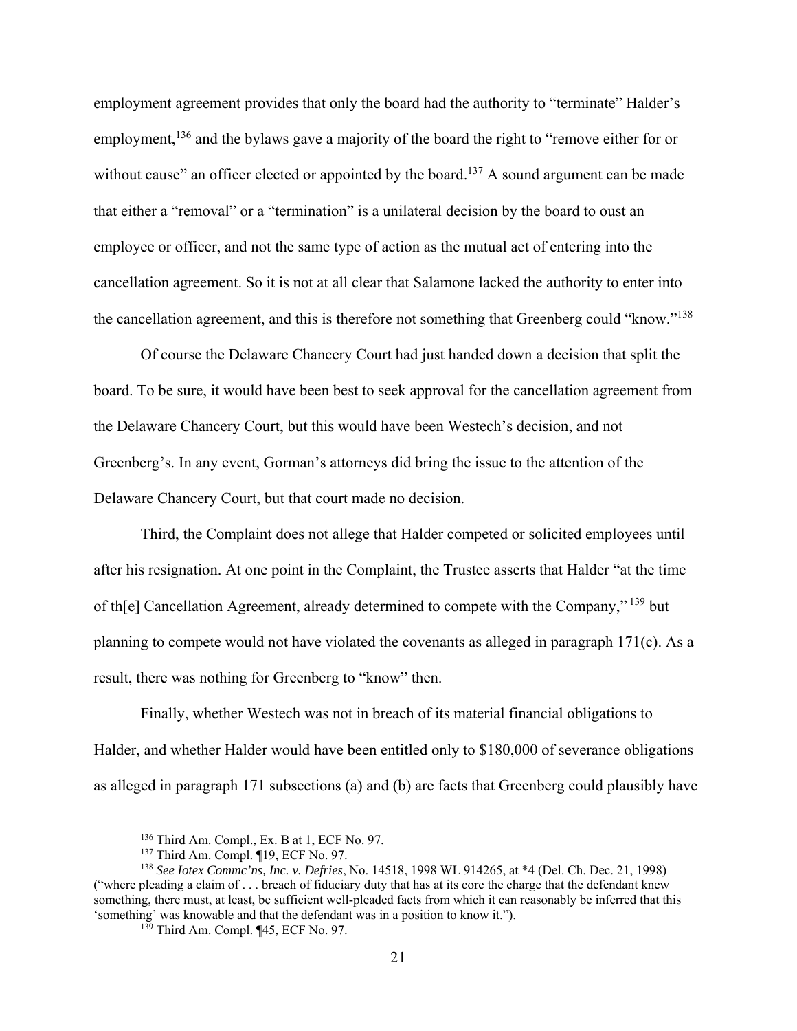employment agreement provides that only the board had the authority to "terminate" Halder's employment,[136] and the bylaws gave a majority of the board the right to "remove either for or without cause" an officer elected or appointed by the board.[137] A sound argument can be made that either a "removal" or a "termination" is a unilateral decision by the board to oust an employee or officer, and not the same type of action as the mutual act of entering into the cancellation agreement. So it is not at all clear that Salamone lacked the authority to enter into the cancellation agreement, and this is therefore not something that Greenberg could "know."[138]

Of course the Delaware Chancery Court had just handed down a decision that split the board. To be sure, it would have been best to seek approval for the cancellation agreement from the Delaware Chancery Court, but this would have been Westech's decision, and not Greenberg's. In any event, Gorman's attorneys did bring the issue to the attention of the Delaware Chancery Court, but that court made no decision.

Third, the Complaint does not allege that Halder competed or solicited employees until after his resignation. At one point in the Complaint, the Trustee asserts that Halder "at the time of th[e] Cancellation Agreement, already determined to compete with the Company," [139] but planning to compete would not have violated the covenants as alleged in paragraph 171(c). As a result, there was nothing for Greenberg to "know" then.

Finally, whether Westech was not in breach of its material financial obligations to Halder, and whether Halder would have been entitled only to $180,000 of severance obligations as alleged in paragraph 171 subsections (a) and (b) are facts that Greenberg could plausibly have

---

[136] Third Am. Compl., Ex. B at 1, ECF No. 97.

[137] Third Am. Compl. ¶19, ECF No. 97.

[138] *See Iotex Commc'ns, Inc. v. Defries*, No. 14518, 1998 WL 914265, at *4 (Del. Ch. Dec. 21, 1998) ("where pleading a claim of . . . breach of fiduciary duty that has at its core the charge that the defendant knew something, there must, at least, be sufficient well-pleaded facts from which it can reasonably be inferred that this 'something' was knowable and that the defendant was in a position to know it.").

[139] Third Am. Compl. ¶45, ECF No. 97.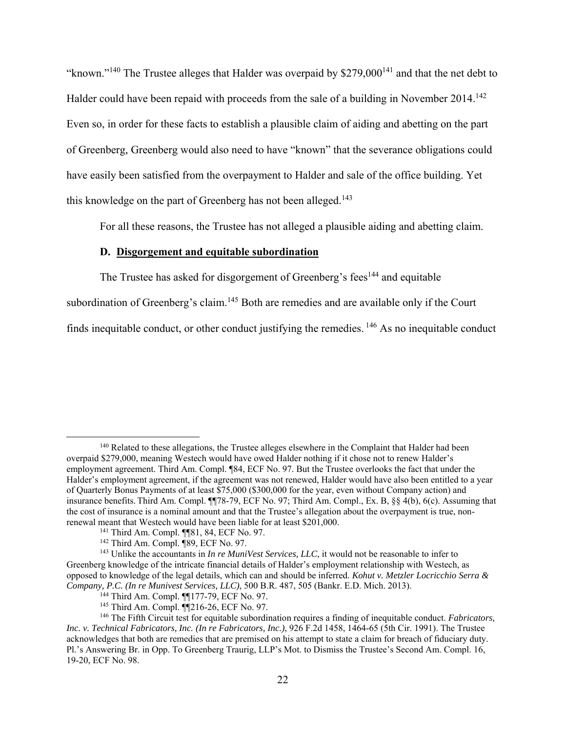"known."[140] The Trustee alleges that Halder was overpaid by $279,000[141] and that the net debt to Halder could have been repaid with proceeds from the sale of a building in November 2014.[142] Even so, in order for these facts to establish a plausible claim of aiding and abetting on the part of Greenberg, Greenberg would also need to have "known" that the severance obligations could have easily been satisfied from the overpayment to Halder and sale of the office building. Yet this knowledge on the part of Greenberg has not been alleged.[143]

For all these reasons, the Trustee has not alleged a plausible aiding and abetting claim.

### D. Disgorgement and equitable subordination

The Trustee has asked for disgorgement of Greenberg's fees[144] and equitable subordination of Greenberg's claim.[145] Both are remedies and are available only if the Court finds inequitable conduct, or other conduct justifying the remedies.[146] As no inequitable conduct

---

[140] Related to these allegations, the Trustee alleges elsewhere in the Complaint that Halder had been overpaid $279,000, meaning Westech would have owed Halder nothing if it chose not to renew Halder's employment agreement. Third Am. Compl. ¶84, ECF No. 97. But the Trustee overlooks the fact that under the Halder's employment agreement, if the agreement was not renewed, Halder would have also been entitled to a year of Quarterly Bonus Payments of at least $75,000 ($300,000 for the year, even without Company action) and insurance benefits. Third Am. Compl. ¶¶78-79, ECF No. 97; Third Am. Compl., Ex. B, §§ 4(b), 6(c). Assuming that the cost of insurance is a nominal amount and that the Trustee's allegation about the overpayment is true, non-renewal meant that Westech would have been liable for at least $201,000.

[141] Third Am. Compl. ¶¶81, 84, ECF No. 97.

[142] Third Am. Compl. ¶89, ECF No. 97.

[143] Unlike the accountants in *In re MuniVest Services, LLC*, it would not be reasonable to infer to Greenberg knowledge of the intricate financial details of Halder's employment relationship with Westech, as opposed to knowledge of the legal details, which can and should be inferred. *Kohut v. Metzler Locricchio Serra & Company, P.C. (In re Munivest Services, LLC)*, 500 B.R. 487, 505 (Bankr. E.D. Mich. 2013).

[144] Third Am. Compl. ¶¶177-79, ECF No. 97.

[145] Third Am. Compl. ¶¶216-26, ECF No. 97.

[146] The Fifth Circuit test for equitable subordination requires a finding of inequitable conduct. *Fabricators, Inc. v. Technical Fabricators, Inc. (In re Fabricators, Inc.)*, 926 F.2d 1458, 1464-65 (5th Cir. 1991). The Trustee acknowledges that both are remedies that are premised on his attempt to state a claim for breach of fiduciary duty. Pl.'s Answering Br. in Opp. To Greenberg Traurig, LLP's Mot. to Dismiss the Trustee's Second Am. Compl. 16, 19-20, ECF No. 98.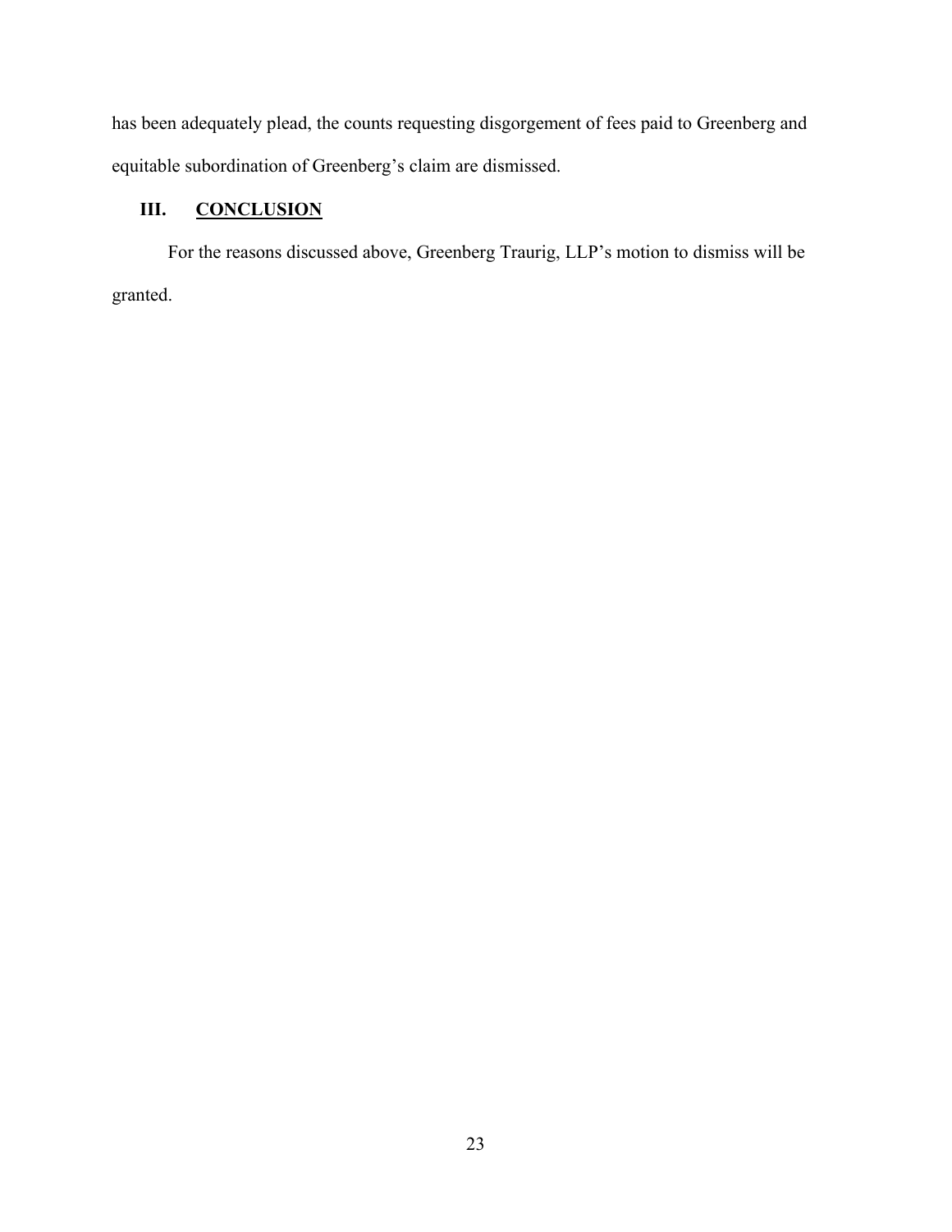has been adequately plead, the counts requesting disgorgement of fees paid to Greenberg and equitable subordination of Greenberg's claim are dismissed.

## III. CONCLUSION

For the reasons discussed above, Greenberg Traurig, LLP's motion to dismiss will be granted.